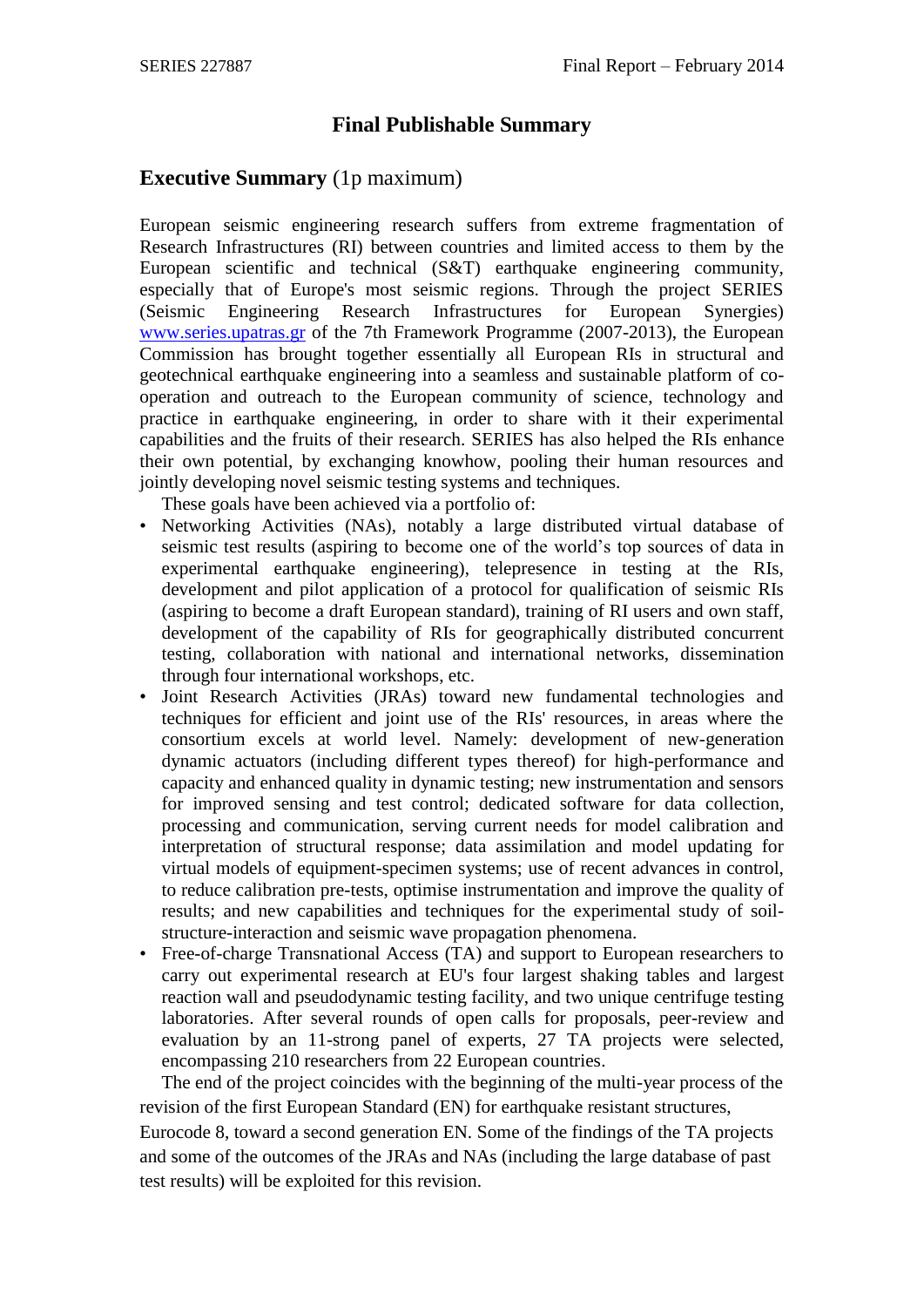# Final Publishable Summary

## Executive Summary (1p maximum)

European seismic engineering research suffers from extreme fragmentation of Research Infrastructures (RI) between countries and limited access to them by the European scientific and technical (S&T) earthquake engineering community, especially that of Europe's most seismic regions. Through the project SERIES (Seismic Engineering Research Infrastructures for European Synergies) www.series.upatras.gr of the 7th Framework Programme (2007-2013), the European Commission has brought together essentially all European RIs in structural and geotechnical earthquake engineering into a seamless and sustainable platform of co-operation and outreach to the European community of science, technology and practice in earthquake engineering, in order to share with it their experimental capabilities and the fruits of their research. SERIES has also helped the RIs enhance their own potential, by exchanging knowhow, pooling their human resources and jointly developing novel seismic testing systems and techniques.

These goals have been achieved via a portfolio of:

- Networking Activities (NAs), notably a large distributed virtual database of seismic test results (aspiring to become one of the world's top sources of data in experimental earthquake engineering), telepresence in testing at the RIs, development and pilot application of a protocol for qualification of seismic RIs (aspiring to become a draft European standard), training of RI users and own staff, development of the capability of RIs for geographically distributed concurrent testing, collaboration with national and international networks, dissemination through four international workshops, etc.
- Joint Research Activities (JRAs) toward new fundamental technologies and techniques for efficient and joint use of the RIs' resources, in areas where the consortium excels at world level. Namely: development of new-generation dynamic actuators (including different types thereof) for high-performance and capacity and enhanced quality in dynamic testing; new instrumentation and sensors for improved sensing and test control; dedicated software for data collection, processing and communication, serving current needs for model calibration and interpretation of structural response; data assimilation and model updating for virtual models of equipment-specimen systems; use of recent advances in control, to reduce calibration pre-tests, optimise instrumentation and improve the quality of results; and new capabilities and techniques for the experimental study of soil-structure-interaction and seismic wave propagation phenomena.
- Free-of-charge Transnational Access (TA) and support to European researchers to carry out experimental research at EU's four largest shaking tables and largest reaction wall and pseudodynamic testing facility, and two unique centrifuge testing laboratories. After several rounds of open calls for proposals, peer-review and evaluation by an 11-strong panel of experts, 27 TA projects were selected, encompassing 210 researchers from 22 European countries.

The end of the project coincides with the beginning of the multi-year process of the revision of the first European Standard (EN) for earthquake resistant structures, Eurocode 8, toward a second generation EN. Some of the findings of the TA projects and some of the outcomes of the JRAs and NAs (including the large database of past test results) will be exploited for this revision.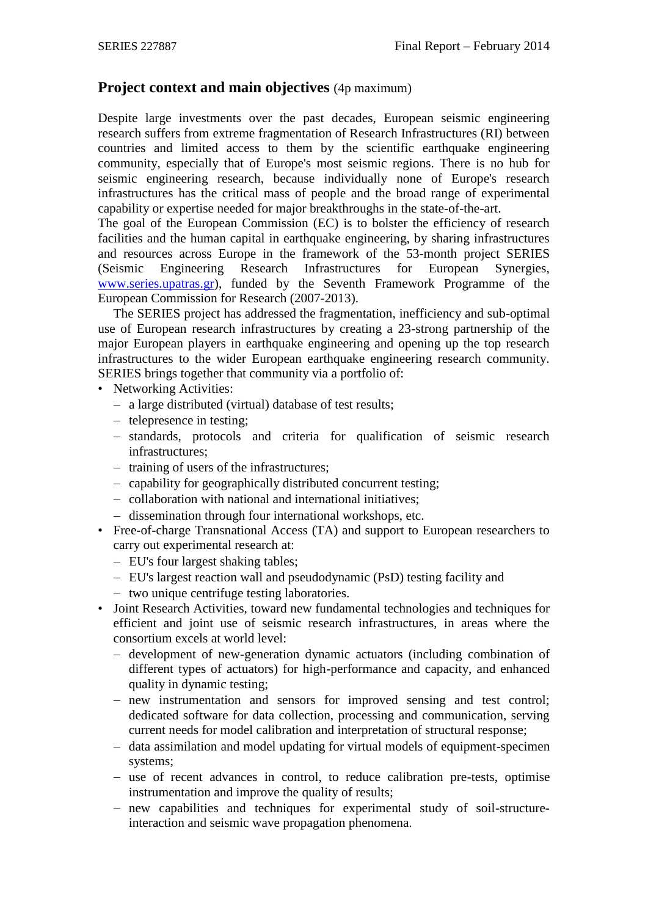## Project context and main objectives (4p maximum)

Despite large investments over the past decades, European seismic engineering research suffers from extreme fragmentation of Research Infrastructures (RI) between countries and limited access to them by the scientific earthquake engineering community, especially that of Europe's most seismic regions. There is no hub for seismic engineering research, because individually none of Europe's research infrastructures has the critical mass of people and the broad range of experimental capability or expertise needed for major breakthroughs in the state-of-the-art.
The goal of the European Commission (EC) is to bolster the efficiency of research facilities and the human capital in earthquake engineering, by sharing infrastructures and resources across Europe in the framework of the 53-month project SERIES (Seismic Engineering Research Infrastructures for European Synergies, www.series.upatras.gr), funded by the Seventh Framework Programme of the European Commission for Research (2007-2013).

The SERIES project has addressed the fragmentation, inefficiency and sub-optimal use of European research infrastructures by creating a 23-strong partnership of the major European players in earthquake engineering and opening up the top research infrastructures to the wider European earthquake engineering research community. SERIES brings together that community via a portfolio of:

- Networking Activities:
  - a large distributed (virtual) database of test results;
  - telepresence in testing;
  - standards, protocols and criteria for qualification of seismic research infrastructures;
  - training of users of the infrastructures;
  - capability for geographically distributed concurrent testing;
  - collaboration with national and international initiatives;
  - dissemination through four international workshops, etc.
- Free-of-charge Transnational Access (TA) and support to European researchers to carry out experimental research at:
  - EU's four largest shaking tables;
  - EU's largest reaction wall and pseudodynamic (PsD) testing facility and
  - two unique centrifuge testing laboratories.
- Joint Research Activities, toward new fundamental technologies and techniques for efficient and joint use of seismic research infrastructures, in areas where the consortium excels at world level:
  - development of new-generation dynamic actuators (including combination of different types of actuators) for high-performance and capacity, and enhanced quality in dynamic testing;
  - new instrumentation and sensors for improved sensing and test control; dedicated software for data collection, processing and communication, serving current needs for model calibration and interpretation of structural response;
  - data assimilation and model updating for virtual models of equipment-specimen systems;
  - use of recent advances in control, to reduce calibration pre-tests, optimise instrumentation and improve the quality of results;
  - new capabilities and techniques for experimental study of soil-structure-interaction and seismic wave propagation phenomena.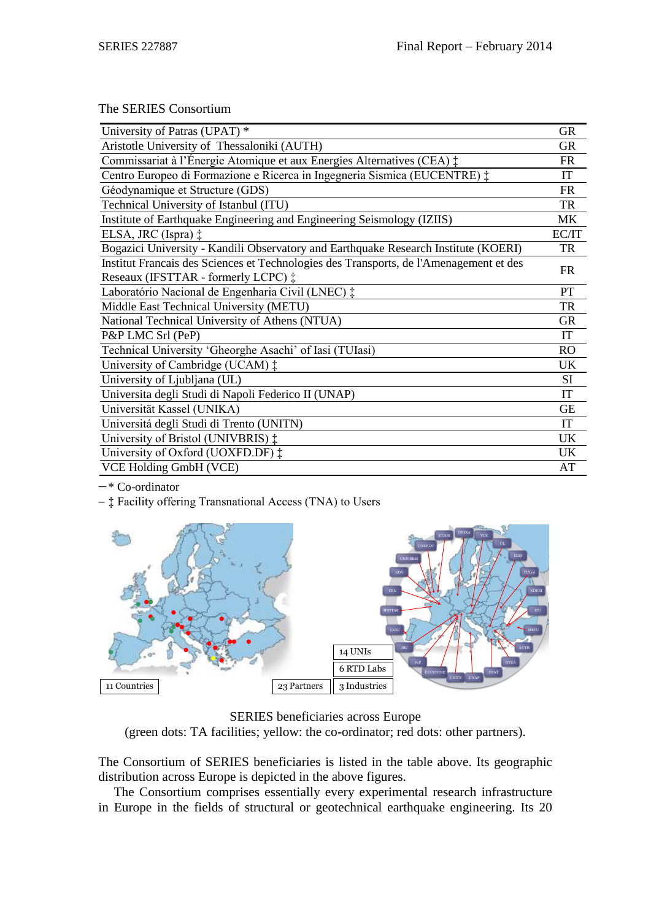The SERIES Consortium

| | |
|---|---|
| University of Patras (UPAT) * | GR |
| Aristotle University of Thessaloniki (AUTH) | GR |
| Commissariat à l'Énergie Atomique et aux Energies Alternatives (CEA) ‡ | FR |
| Centro Europeo di Formazione e Ricerca in Ingegneria Sismica (EUCENTRE) ‡ | IT |
| Géodynamique et Structure (GDS) | FR |
| Technical University of Istanbul (ITU) | TR |
| Institute of Earthquake Engineering and Engineering Seismology (IZIIS) | MK |
| ELSA, JRC (Ispra) ‡ | EC/IT |
| Bogazici University - Kandili Observatory and Earthquake Research Institute (KOERI) | TR |
| Institut Francais des Sciences et Technologies des Transports, de l'Amenagement et des Reseaux (IFSTTAR - formerly LCPC) ‡ | FR |
| Laboratório Nacional de Engenharia Civil (LNEC) ‡ | PT |
| Middle East Technical University (METU) | TR |
| National Technical University of Athens (NTUA) | GR |
| P&P LMC Srl (PeP) | IT |
| Technical University 'Gheorghe Asachi' of Iasi (TUIasi) | RO |
| University of Cambridge (UCAM) ‡ | UK |
| University of Ljubljana (UL) | SI |
| Universita degli Studi di Napoli Federico II (UNAP) | IT |
| Universität Kassel (UNIKA) | GE |
| Universitá degli Studi di Trento (UNITN) | IT |
| University of Bristol (UNIVBRIS) ‡ | UK |
| University of Oxford (UOXFD.DF) ‡ | UK |
| VCE Holding GmbH (VCE) | AT |

– * Co-ordinator

– ‡ Facility offering Transnational Access (TNA) to Users

11 Countries

23 Partners

14 UNIs

6 RTD Labs

3 Industries

UCAM UNIKA VCE UOXF.DF UL UNIVBRIS IZIIS GDS TUIasi CEA KOERI IFSTTAR ITU LNEC METU JRC AUTH PeP NTUA EUCENTRE UPAT UNITN UNAP

SERIES beneficiaries across Europe
(green dots: TA facilities; yellow: the co-ordinator; red dots: other partners).

The Consortium of SERIES beneficiaries is listed in the table above. Its geographic distribution across Europe is depicted in the above figures.

The Consortium comprises essentially every experimental research infrastructure in Europe in the fields of structural or geotechnical earthquake engineering. Its 20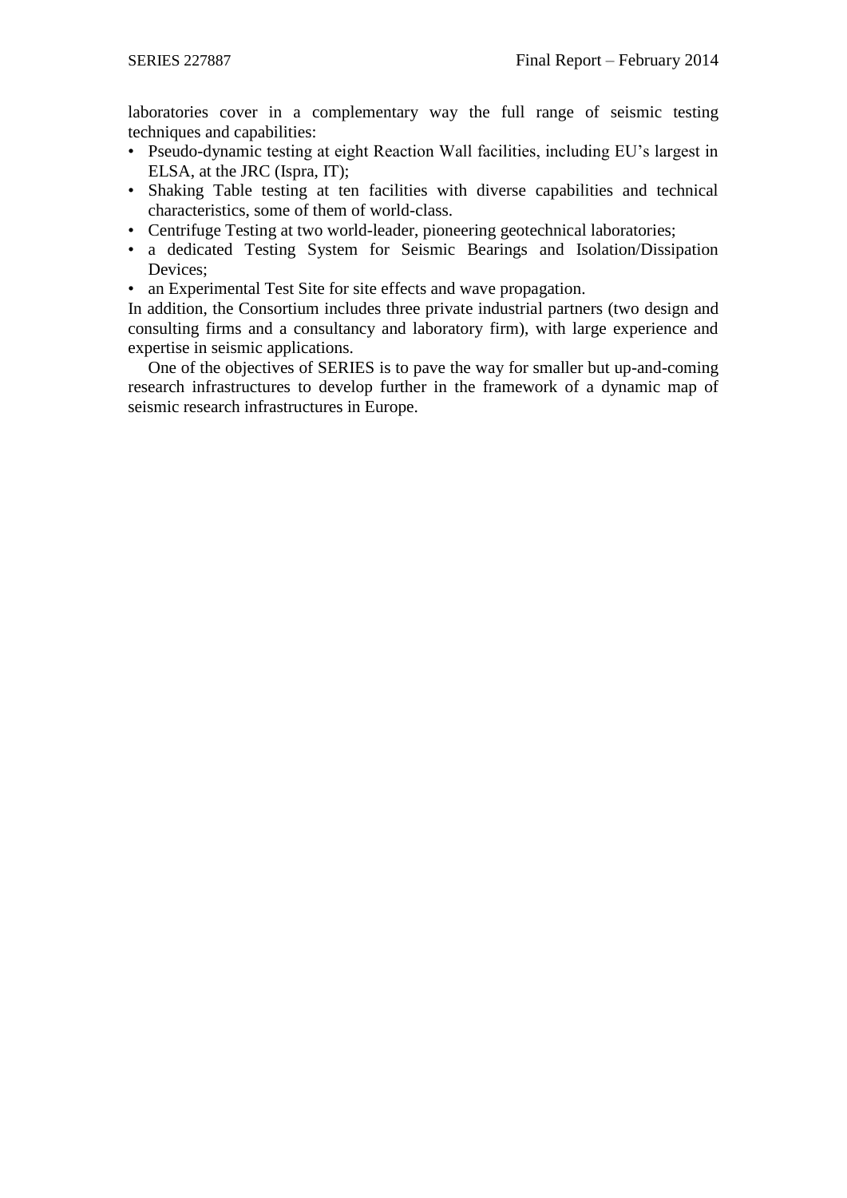laboratories cover in a complementary way the full range of seismic testing techniques and capabilities:

- Pseudo-dynamic testing at eight Reaction Wall facilities, including EU's largest in ELSA, at the JRC (Ispra, IT);
- Shaking Table testing at ten facilities with diverse capabilities and technical characteristics, some of them of world-class.
- Centrifuge Testing at two world-leader, pioneering geotechnical laboratories;
- a dedicated Testing System for Seismic Bearings and Isolation/Dissipation Devices;
- an Experimental Test Site for site effects and wave propagation.

In addition, the Consortium includes three private industrial partners (two design and consulting firms and a consultancy and laboratory firm), with large experience and expertise in seismic applications.

One of the objectives of SERIES is to pave the way for smaller but up-and-coming research infrastructures to develop further in the framework of a dynamic map of seismic research infrastructures in Europe.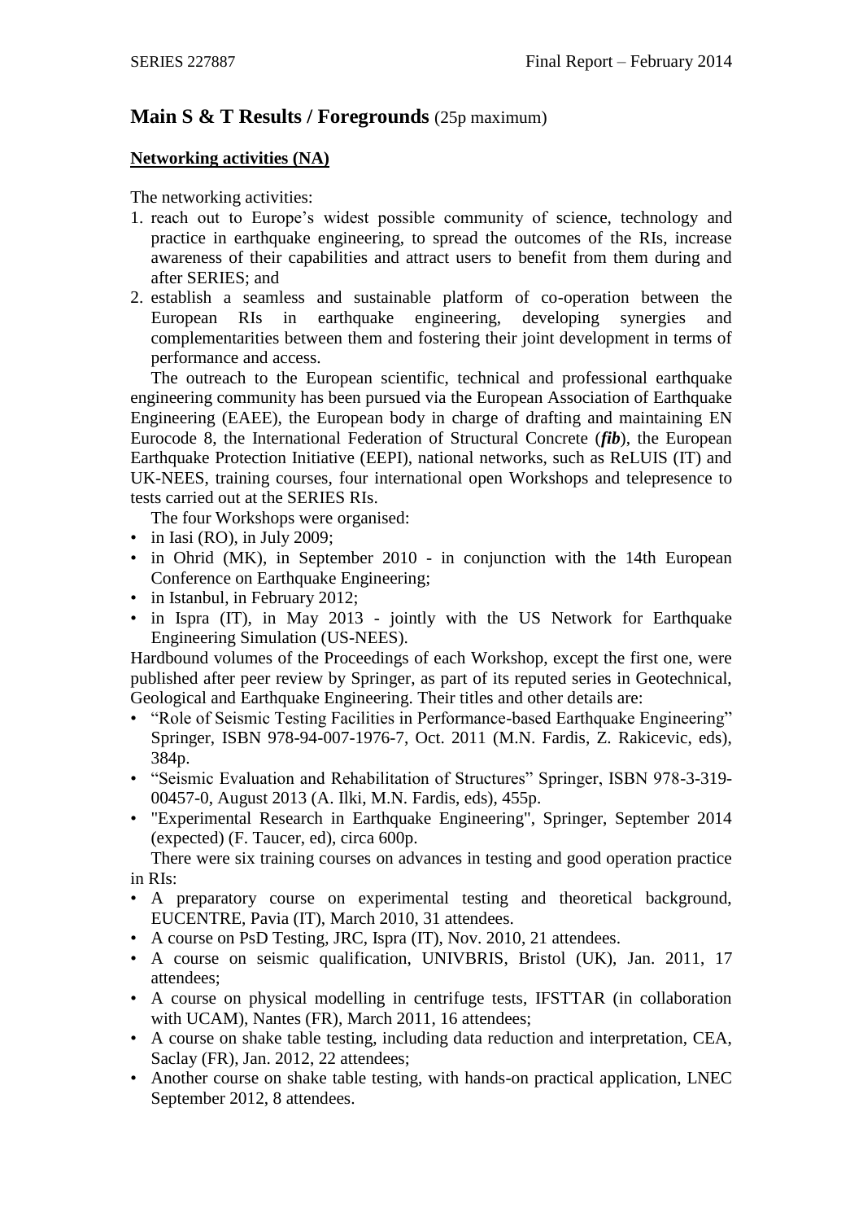## Main S & T Results / Foregrounds (25p maximum)

### Networking activities (NA)

The networking activities:

1. reach out to Europe's widest possible community of science, technology and practice in earthquake engineering, to spread the outcomes of the RIs, increase awareness of their capabilities and attract users to benefit from them during and after SERIES; and
2. establish a seamless and sustainable platform of co-operation between the European RIs in earthquake engineering, developing synergies and complementarities between them and fostering their joint development in terms of performance and access.

The outreach to the European scientific, technical and professional earthquake engineering community has been pursued via the European Association of Earthquake Engineering (EAEE), the European body in charge of drafting and maintaining EN Eurocode 8, the International Federation of Structural Concrete (***fib***), the European Earthquake Protection Initiative (EEPI), national networks, such as ReLUIS (IT) and UK-NEES, training courses, four international open Workshops and telepresence to tests carried out at the SERIES RIs.

The four Workshops were organised:

- in Iasi (RO), in July 2009;
- in Ohrid (MK), in September 2010 - in conjunction with the 14th European Conference on Earthquake Engineering;
- in Istanbul, in February 2012;
- in Ispra (IT), in May 2013 - jointly with the US Network for Earthquake Engineering Simulation (US-NEES).

Hardbound volumes of the Proceedings of each Workshop, except the first one, were published after peer review by Springer, as part of its reputed series in Geotechnical, Geological and Earthquake Engineering. Their titles and other details are:

- "Role of Seismic Testing Facilities in Performance-based Earthquake Engineering" Springer, ISBN 978-94-007-1976-7, Oct. 2011 (M.N. Fardis, Z. Rakicevic, eds), 384p.
- "Seismic Evaluation and Rehabilitation of Structures" Springer, ISBN 978-3-319-00457-0, August 2013 (A. Ilki, M.N. Fardis, eds), 455p.
- "Experimental Research in Earthquake Engineering", Springer, September 2014 (expected) (F. Taucer, ed), circa 600p.

There were six training courses on advances in testing and good operation practice in RIs:

- A preparatory course on experimental testing and theoretical background, EUCENTRE, Pavia (IT), March 2010, 31 attendees.
- A course on PsD Testing, JRC, Ispra (IT), Nov. 2010, 21 attendees.
- A course on seismic qualification, UNIVBRIS, Bristol (UK), Jan. 2011, 17 attendees;
- A course on physical modelling in centrifuge tests, IFSTTAR (in collaboration with UCAM), Nantes (FR), March 2011, 16 attendees;
- A course on shake table testing, including data reduction and interpretation, CEA, Saclay (FR), Jan. 2012, 22 attendees;
- Another course on shake table testing, with hands-on practical application, LNEC September 2012, 8 attendees.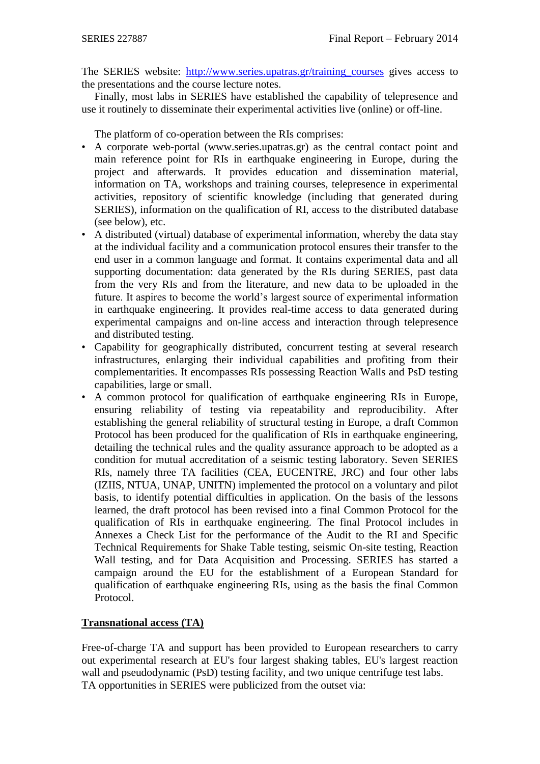The SERIES website: http://www.series.upatras.gr/training_courses gives access to the presentations and the course lecture notes.

Finally, most labs in SERIES have established the capability of telepresence and use it routinely to disseminate their experimental activities live (online) or off-line.

The platform of co-operation between the RIs comprises:

- A corporate web-portal (www.series.upatras.gr) as the central contact point and main reference point for RIs in earthquake engineering in Europe, during the project and afterwards. It provides education and dissemination material, information on TA, workshops and training courses, telepresence in experimental activities, repository of scientific knowledge (including that generated during SERIES), information on the qualification of RI, access to the distributed database (see below), etc.
- A distributed (virtual) database of experimental information, whereby the data stay at the individual facility and a communication protocol ensures their transfer to the end user in a common language and format. It contains experimental data and all supporting documentation: data generated by the RIs during SERIES, past data from the very RIs and from the literature, and new data to be uploaded in the future. It aspires to become the world's largest source of experimental information in earthquake engineering. It provides real-time access to data generated during experimental campaigns and on-line access and interaction through telepresence and distributed testing.
- Capability for geographically distributed, concurrent testing at several research infrastructures, enlarging their individual capabilities and profiting from their complementarities. It encompasses RIs possessing Reaction Walls and PsD testing capabilities, large or small.
- A common protocol for qualification of earthquake engineering RIs in Europe, ensuring reliability of testing via repeatability and reproducibility. After establishing the general reliability of structural testing in Europe, a draft Common Protocol has been produced for the qualification of RIs in earthquake engineering, detailing the technical rules and the quality assurance approach to be adopted as a condition for mutual accreditation of a seismic testing laboratory. Seven SERIES RIs, namely three TA facilities (CEA, EUCENTRE, JRC) and four other labs (IZIIS, NTUA, UNAP, UNITN) implemented the protocol on a voluntary and pilot basis, to identify potential difficulties in application. On the basis of the lessons learned, the draft protocol has been revised into a final Common Protocol for the qualification of RIs in earthquake engineering. The final Protocol includes in Annexes a Check List for the performance of the Audit to the RI and Specific Technical Requirements for Shake Table testing, seismic On-site testing, Reaction Wall testing, and for Data Acquisition and Processing. SERIES has started a campaign around the EU for the establishment of a European Standard for qualification of earthquake engineering RIs, using as the basis the final Common Protocol.

## Transnational access (TA)

Free-of-charge TA and support has been provided to European researchers to carry out experimental research at EU's four largest shaking tables, EU's largest reaction wall and pseudodynamic (PsD) testing facility, and two unique centrifuge test labs.
TA opportunities in SERIES were publicized from the outset via: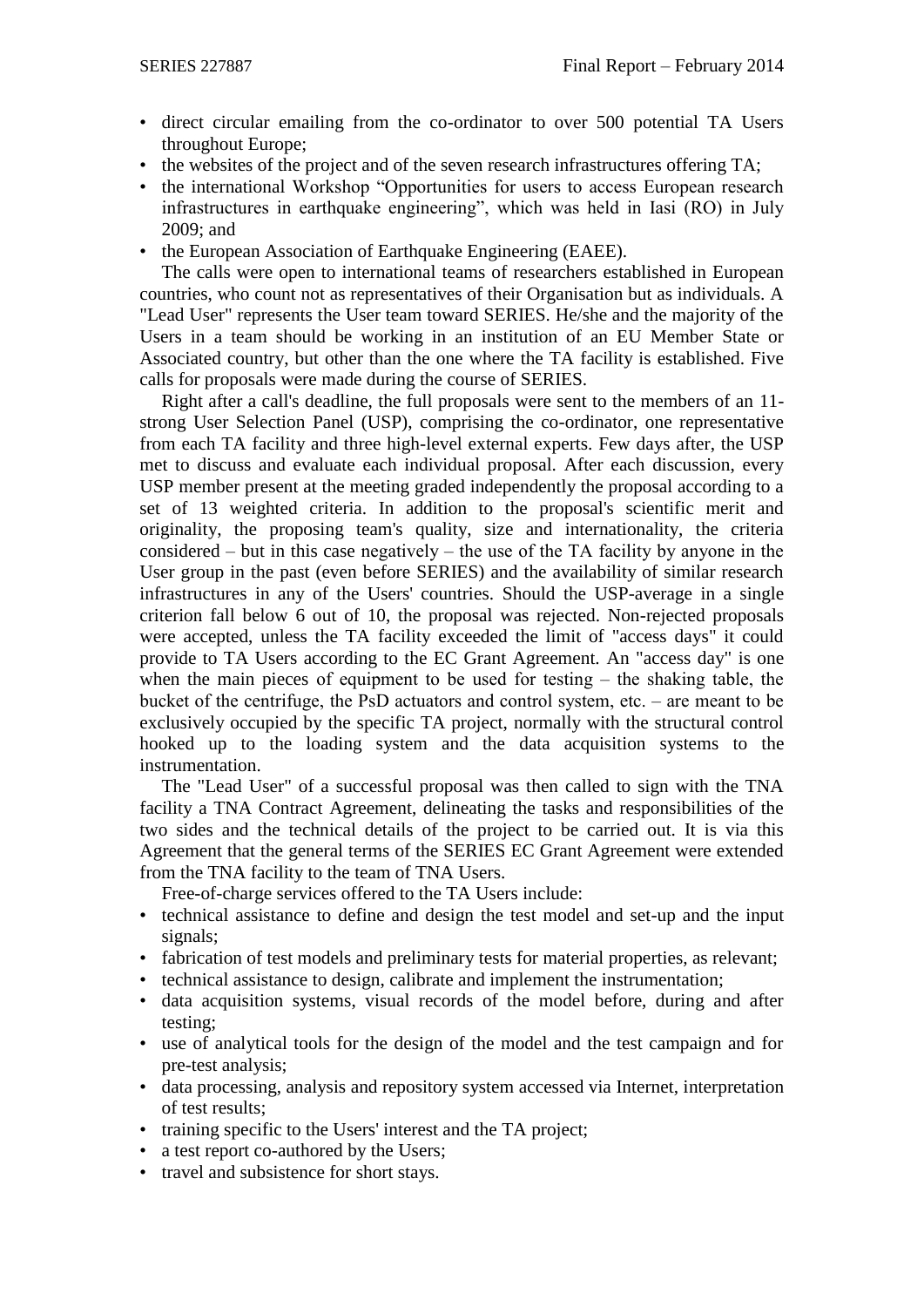- direct circular emailing from the co-ordinator to over 500 potential TA Users throughout Europe;
- the websites of the project and of the seven research infrastructures offering TA;
- the international Workshop "Opportunities for users to access European research infrastructures in earthquake engineering", which was held in Iasi (RO) in July 2009; and
- the European Association of Earthquake Engineering (EAEE).

The calls were open to international teams of researchers established in European countries, who count not as representatives of their Organisation but as individuals. A "Lead User" represents the User team toward SERIES. He/she and the majority of the Users in a team should be working in an institution of an EU Member State or Associated country, but other than the one where the TA facility is established. Five calls for proposals were made during the course of SERIES.

Right after a call's deadline, the full proposals were sent to the members of an 11-strong User Selection Panel (USP), comprising the co-ordinator, one representative from each TA facility and three high-level external experts. Few days after, the USP met to discuss and evaluate each individual proposal. After each discussion, every USP member present at the meeting graded independently the proposal according to a set of 13 weighted criteria. In addition to the proposal's scientific merit and originality, the proposing team's quality, size and internationality, the criteria considered – but in this case negatively – the use of the TA facility by anyone in the User group in the past (even before SERIES) and the availability of similar research infrastructures in any of the Users' countries. Should the USP-average in a single criterion fall below 6 out of 10, the proposal was rejected. Non-rejected proposals were accepted, unless the TA facility exceeded the limit of "access days" it could provide to TA Users according to the EC Grant Agreement. An "access day" is one when the main pieces of equipment to be used for testing – the shaking table, the bucket of the centrifuge, the PsD actuators and control system, etc. – are meant to be exclusively occupied by the specific TA project, normally with the structural control hooked up to the loading system and the data acquisition systems to the instrumentation.

The "Lead User" of a successful proposal was then called to sign with the TNA facility a TNA Contract Agreement, delineating the tasks and responsibilities of the two sides and the technical details of the project to be carried out. It is via this Agreement that the general terms of the SERIES EC Grant Agreement were extended from the TNA facility to the team of TNA Users.

Free-of-charge services offered to the TA Users include:

- technical assistance to define and design the test model and set-up and the input signals;
- fabrication of test models and preliminary tests for material properties, as relevant;
- technical assistance to design, calibrate and implement the instrumentation;
- data acquisition systems, visual records of the model before, during and after testing;
- use of analytical tools for the design of the model and the test campaign and for pre-test analysis;
- data processing, analysis and repository system accessed via Internet, interpretation of test results;
- training specific to the Users' interest and the TA project;
- a test report co-authored by the Users;
- travel and subsistence for short stays.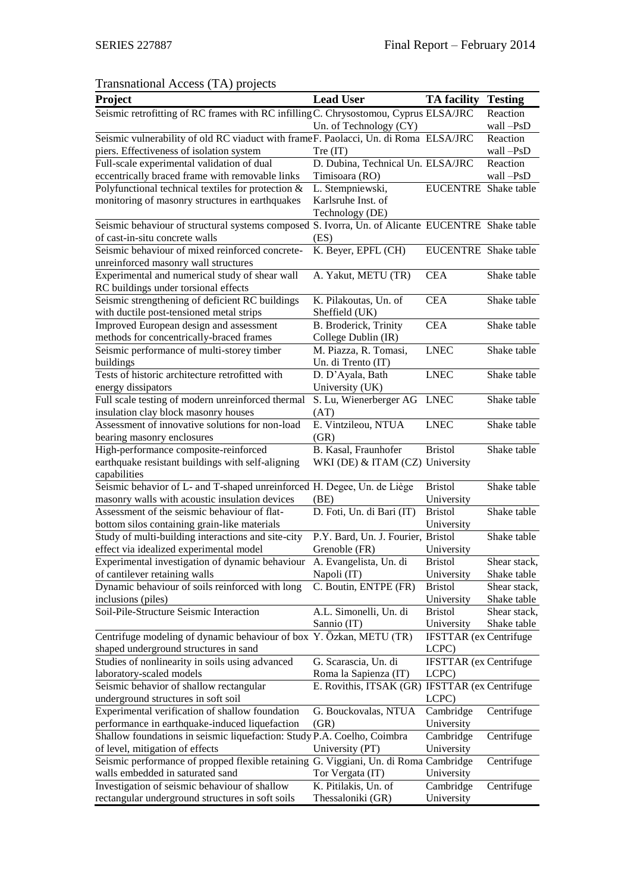Transnational Access (TA) projects

| Project | Lead User | TA facility | Testing |
|---|---|---|---|
| Seismic retrofitting of RC frames with RC infilling | C. Chrysostomou, Cyprus Un. of Technology (CY) | ELSA/JRC | Reaction wall –PsD |
| Seismic vulnerability of old RC viaduct with frame piers. Effectiveness of isolation system | F. Paolacci, Un. di Roma Tre (IT) | ELSA/JRC | Reaction wall –PsD |
| Full-scale experimental validation of dual eccentrically braced frame with removable links | D. Dubina, Technical Un. Timisoara (RO) | ELSA/JRC | Reaction wall –PsD |
| Polyfunctional technical textiles for protection & monitoring of masonry structures in earthquakes | L. Stempniewski, Karlsruhe Inst. of Technology (DE) | EUCENTRE | Shake table |
| Seismic behaviour of structural systems composed of cast-in-situ concrete walls | S. Ivorra, Un. of Alicante (ES) | EUCENTRE | Shake table |
| Seismic behaviour of mixed reinforced concrete-unreinforced masonry wall structures | K. Beyer, EPFL (CH) | EUCENTRE | Shake table |
| Experimental and numerical study of shear wall RC buildings under torsional effects | A. Yakut, METU (TR) | CEA | Shake table |
| Seismic strengthening of deficient RC buildings with ductile post-tensioned metal strips | K. Pilakoutas, Un. of Sheffield (UK) | CEA | Shake table |
| Improved European design and assessment methods for concentrically-braced frames | B. Broderick, Trinity College Dublin (IR) | CEA | Shake table |
| Seismic performance of multi-storey timber buildings | M. Piazza, R. Tomasi, Un. di Trento (IT) | LNEC | Shake table |
| Tests of historic architecture retrofitted with energy dissipators | D. D'Ayala, Bath University (UK) | LNEC | Shake table |
| Full scale testing of modern unreinforced thermal insulation clay block masonry houses | S. Lu, Wienerberger AG (AT) | LNEC | Shake table |
| Assessment of innovative solutions for non-load bearing masonry enclosures | E. Vintzileou, NTUA (GR) | LNEC | Shake table |
| High-performance composite-reinforced earthquake resistant buildings with self-aligning capabilities | B. Kasal, Fraunhofer WKI (DE) & ITAM (CZ) | Bristol University | Shake table |
| Seismic behavior of L- and T-shaped unreinforced masonry walls with acoustic insulation devices | H. Degee, Un. de Liège (BE) | Bristol University | Shake table |
| Assessment of the seismic behaviour of flat-bottom silos containing grain-like materials | D. Foti, Un. di Bari (IT) | Bristol University | Shake table |
| Study of multi-building interactions and site-city effect via idealized experimental model | P.Y. Bard, Un. J. Fourier, Grenoble (FR) | Bristol University | Shake table |
| Experimental investigation of dynamic behaviour of cantilever retaining walls | A. Evangelista, Un. di Napoli (IT) | Bristol University | Shear stack, Shake table |
| Dynamic behaviour of soils reinforced with long inclusions (piles) | C. Boutin, ENTPE (FR) | Bristol University | Shear stack, Shake table |
| Soil-Pile-Structure Seismic Interaction | A.L. Simonelli, Un. di Sannio (IT) | Bristol University | Shear stack, Shake table |
| Centrifuge modeling of dynamic behaviour of box shaped underground structures in sand | Y. Özkan, METU (TR) | IFSTTAR (ex LCPC) | Centrifuge |
| Studies of nonlinearity in soils using advanced laboratory-scaled models | G. Scarascia, Un. di Roma la Sapienza (IT) | IFSTTAR (ex LCPC) | Centrifuge |
| Seismic behavior of shallow rectangular underground structures in soft soil | E. Rovithis, ITSAK (GR) | IFSTTAR (ex LCPC) | Centrifuge |
| Experimental verification of shallow foundation performance in earthquake-induced liquefaction | G. Bouckovalas, NTUA (GR) | Cambridge University | Centrifuge |
| Shallow foundations in seismic liquefaction: Study of level, mitigation of effects | P.A. Coelho, Coimbra University (PT) | Cambridge University | Centrifuge |
| Seismic performance of propped flexible retaining walls embedded in saturated sand | G. Viggiani, Un. di Roma Tor Vergata (IT) | Cambridge University | Centrifuge |
| Investigation of seismic behaviour of shallow rectangular underground structures in soft soils | K. Pitilakis, Un. of Thessaloniki (GR) | Cambridge University | Centrifuge |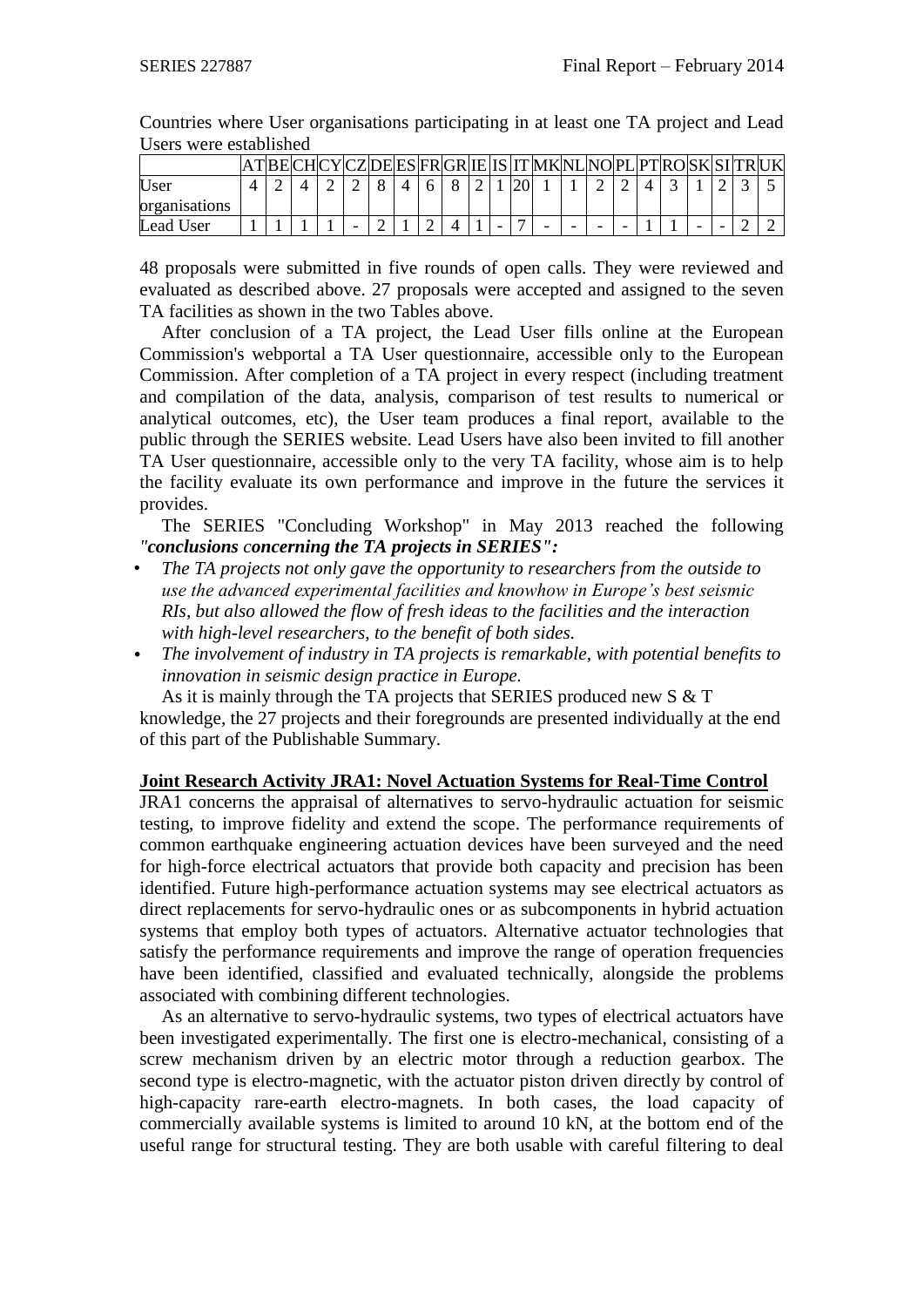Countries where User organisations participating in at least one TA project and Lead Users were established

| | AT | BE | CH | CY | CZ | DE | ES | FR | GR | IE | IS | IT | MK | NL | NO | PL | PT | RO | SK | SI | TR | UK |
|---|---|---|---|---|---|---|---|---|---|---|---|---|---|---|---|---|---|---|---|---|---|---|
| User organisations | 4 | 2 | 4 | 2 | 2 | 8 | 4 | 6 | 8 | 2 | 1 | 20 | 1 | 1 | 2 | 2 | 4 | 3 | 1 | 2 | 3 | 5 |
| Lead User | 1 | 1 | 1 | 1 | - | 2 | 1 | 2 | 4 | 1 | - | 7 | - | - | - | - | 1 | 1 | - | - | 2 | 2 |

48 proposals were submitted in five rounds of open calls. They were reviewed and evaluated as described above. 27 proposals were accepted and assigned to the seven TA facilities as shown in the two Tables above.

After conclusion of a TA project, the Lead User fills online at the European Commission's webportal a TA User questionnaire, accessible only to the European Commission. After completion of a TA project in every respect (including treatment and compilation of the data, analysis, comparison of test results to numerical or analytical outcomes, etc), the User team produces a final report, available to the public through the SERIES website. Lead Users have also been invited to fill another TA User questionnaire, accessible only to the very TA facility, whose aim is to help the facility evaluate its own performance and improve in the future the services it provides.

The SERIES "Concluding Workshop" in May 2013 reached the following *"**conclusions concerning the TA projects in SERIES**":*

- *The TA projects not only gave the opportunity to researchers from the outside to use the advanced experimental facilities and knowhow in Europe's best seismic RIs, but also allowed the flow of fresh ideas to the facilities and the interaction with high-level researchers, to the benefit of both sides.*
- *The involvement of industry in TA projects is remarkable, with potential benefits to innovation in seismic design practice in Europe.*

As it is mainly through the TA projects that SERIES produced new S & T knowledge, the 27 projects and their foregrounds are presented individually at the end of this part of the Publishable Summary.

**Joint Research Activity JRA1: Novel Actuation Systems for Real-Time Control**

JRA1 concerns the appraisal of alternatives to servo-hydraulic actuation for seismic testing, to improve fidelity and extend the scope. The performance requirements of common earthquake engineering actuation devices have been surveyed and the need for high-force electrical actuators that provide both capacity and precision has been identified. Future high-performance actuation systems may see electrical actuators as direct replacements for servo-hydraulic ones or as subcomponents in hybrid actuation systems that employ both types of actuators. Alternative actuator technologies that satisfy the performance requirements and improve the range of operation frequencies have been identified, classified and evaluated technically, alongside the problems associated with combining different technologies.

As an alternative to servo-hydraulic systems, two types of electrical actuators have been investigated experimentally. The first one is electro-mechanical, consisting of a screw mechanism driven by an electric motor through a reduction gearbox. The second type is electro-magnetic, with the actuator piston driven directly by control of high-capacity rare-earth electro-magnets. In both cases, the load capacity of commercially available systems is limited to around 10 kN, at the bottom end of the useful range for structural testing. They are both usable with careful filtering to deal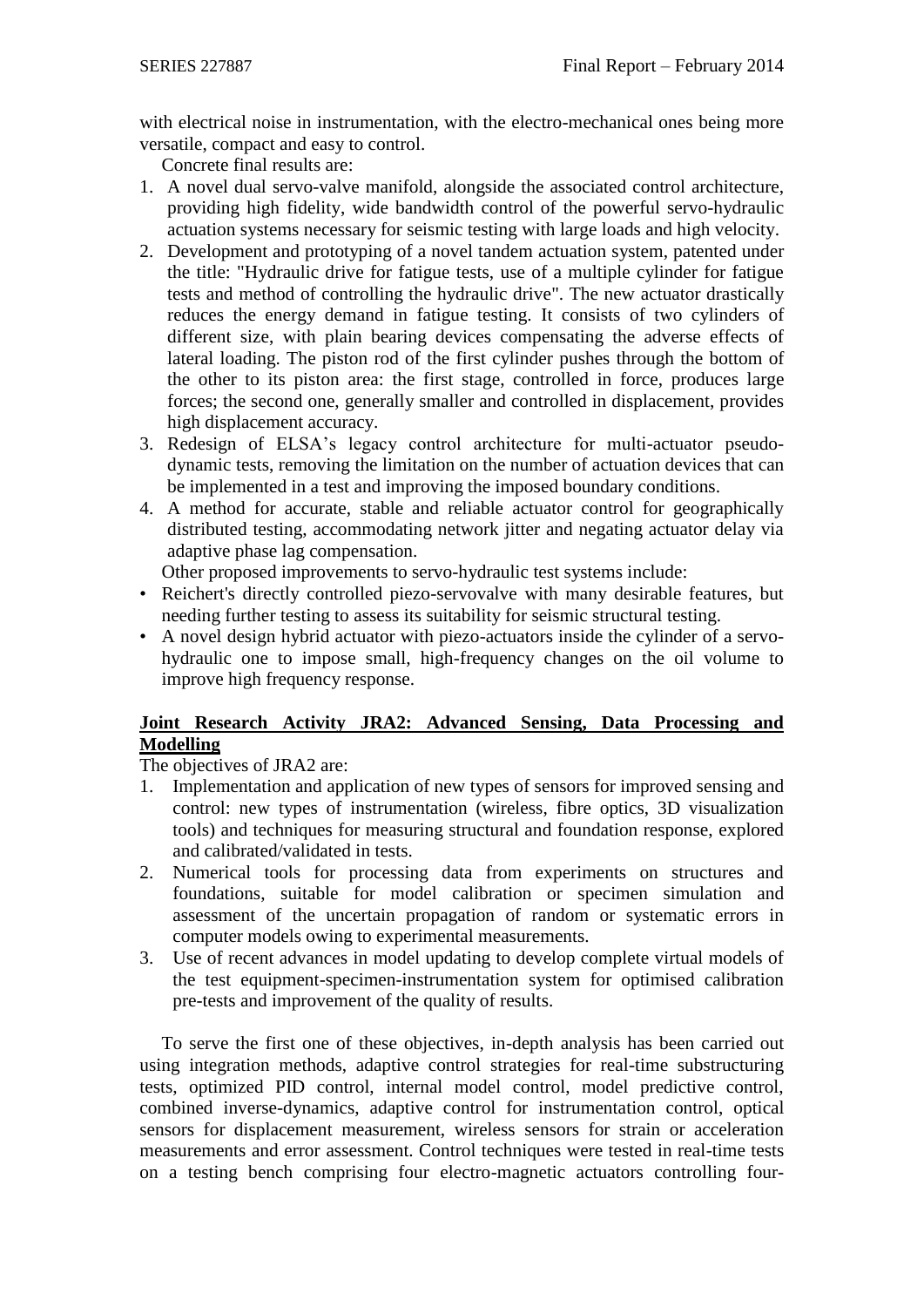with electrical noise in instrumentation, with the electro-mechanical ones being more versatile, compact and easy to control.

Concrete final results are:

1. A novel dual servo-valve manifold, alongside the associated control architecture, providing high fidelity, wide bandwidth control of the powerful servo-hydraulic actuation systems necessary for seismic testing with large loads and high velocity.
2. Development and prototyping of a novel tandem actuation system, patented under the title: "Hydraulic drive for fatigue tests, use of a multiple cylinder for fatigue tests and method of controlling the hydraulic drive". The new actuator drastically reduces the energy demand in fatigue testing. It consists of two cylinders of different size, with plain bearing devices compensating the adverse effects of lateral loading. The piston rod of the first cylinder pushes through the bottom of the other to its piston area: the first stage, controlled in force, produces large forces; the second one, generally smaller and controlled in displacement, provides high displacement accuracy.
3. Redesign of ELSA's legacy control architecture for multi-actuator pseudo-dynamic tests, removing the limitation on the number of actuation devices that can be implemented in a test and improving the imposed boundary conditions.
4. A method for accurate, stable and reliable actuator control for geographically distributed testing, accommodating network jitter and negating actuator delay via adaptive phase lag compensation.

Other proposed improvements to servo-hydraulic test systems include:

- Reichert's directly controlled piezo-servovalve with many desirable features, but needing further testing to assess its suitability for seismic structural testing.
- A novel design hybrid actuator with piezo-actuators inside the cylinder of a servo-hydraulic one to impose small, high-frequency changes on the oil volume to improve high frequency response.

**Joint Research Activity JRA2: Advanced Sensing, Data Processing and Modelling**

The objectives of JRA2 are:

1. Implementation and application of new types of sensors for improved sensing and control: new types of instrumentation (wireless, fibre optics, 3D visualization tools) and techniques for measuring structural and foundation response, explored and calibrated/validated in tests.
2. Numerical tools for processing data from experiments on structures and foundations, suitable for model calibration or specimen simulation and assessment of the uncertain propagation of random or systematic errors in computer models owing to experimental measurements.
3. Use of recent advances in model updating to develop complete virtual models of the test equipment-specimen-instrumentation system for optimised calibration pre-tests and improvement of the quality of results.

To serve the first one of these objectives, in-depth analysis has been carried out using integration methods, adaptive control strategies for real-time substructuring tests, optimized PID control, internal model control, model predictive control, combined inverse-dynamics, adaptive control for instrumentation control, optical sensors for displacement measurement, wireless sensors for strain or acceleration measurements and error assessment. Control techniques were tested in real-time tests on a testing bench comprising four electro-magnetic actuators controlling four-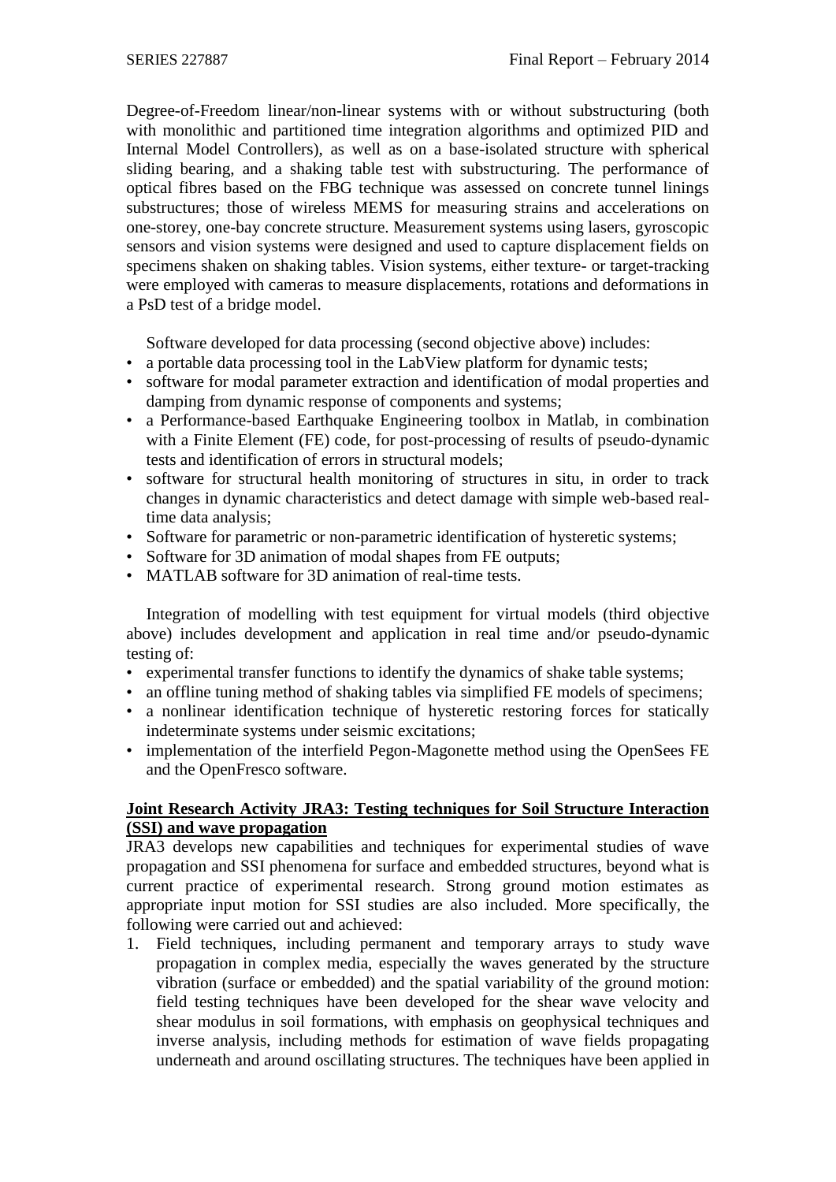Degree-of-Freedom linear/non-linear systems with or without substructuring (both with monolithic and partitioned time integration algorithms and optimized PID and Internal Model Controllers), as well as on a base-isolated structure with spherical sliding bearing, and a shaking table test with substructuring. The performance of optical fibres based on the FBG technique was assessed on concrete tunnel linings substructures; those of wireless MEMS for measuring strains and accelerations on one-storey, one-bay concrete structure. Measurement systems using lasers, gyroscopic sensors and vision systems were designed and used to capture displacement fields on specimens shaken on shaking tables. Vision systems, either texture- or target-tracking were employed with cameras to measure displacements, rotations and deformations in a PsD test of a bridge model.

Software developed for data processing (second objective above) includes:

- a portable data processing tool in the LabView platform for dynamic tests;
- software for modal parameter extraction and identification of modal properties and damping from dynamic response of components and systems;
- a Performance-based Earthquake Engineering toolbox in Matlab, in combination with a Finite Element (FE) code, for post-processing of results of pseudo-dynamic tests and identification of errors in structural models;
- software for structural health monitoring of structures in situ, in order to track changes in dynamic characteristics and detect damage with simple web-based real-time data analysis;
- Software for parametric or non-parametric identification of hysteretic systems;
- Software for 3D animation of modal shapes from FE outputs;
- MATLAB software for 3D animation of real-time tests.

Integration of modelling with test equipment for virtual models (third objective above) includes development and application in real time and/or pseudo-dynamic testing of:

- experimental transfer functions to identify the dynamics of shake table systems;
- an offline tuning method of shaking tables via simplified FE models of specimens;
- a nonlinear identification technique of hysteretic restoring forces for statically indeterminate systems under seismic excitations;
- implementation of the interfield Pegon-Magonette method using the OpenSees FE and the OpenFresco software.

**Joint Research Activity JRA3: Testing techniques for Soil Structure Interaction (SSI) and wave propagation**

JRA3 develops new capabilities and techniques for experimental studies of wave propagation and SSI phenomena for surface and embedded structures, beyond what is current practice of experimental research. Strong ground motion estimates as appropriate input motion for SSI studies are also included. More specifically, the following were carried out and achieved:

1. Field techniques, including permanent and temporary arrays to study wave propagation in complex media, especially the waves generated by the structure vibration (surface or embedded) and the spatial variability of the ground motion: field testing techniques have been developed for the shear wave velocity and shear modulus in soil formations, with emphasis on geophysical techniques and inverse analysis, including methods for estimation of wave fields propagating underneath and around oscillating structures. The techniques have been applied in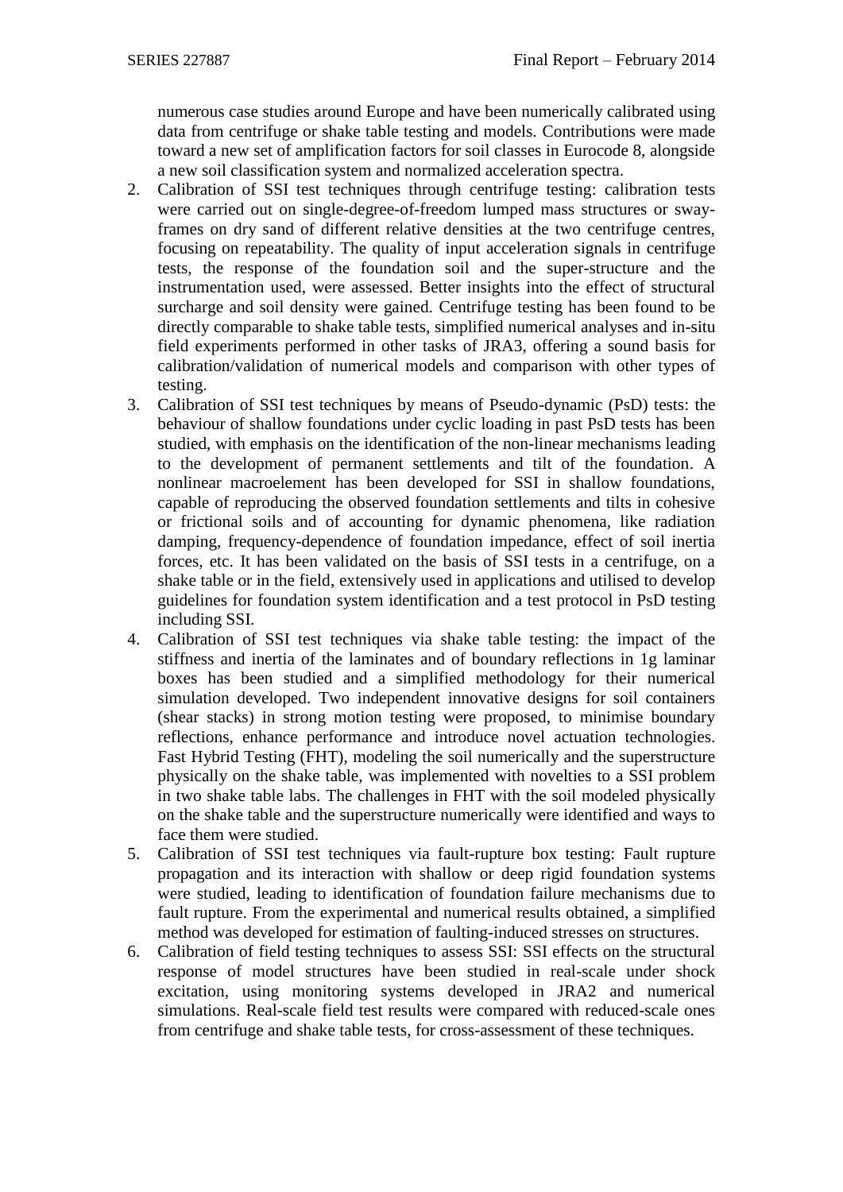numerous case studies around Europe and have been numerically calibrated using data from centrifuge or shake table testing and models. Contributions were made toward a new set of amplification factors for soil classes in Eurocode 8, alongside a new soil classification system and normalized acceleration spectra.

2. Calibration of SSI test techniques through centrifuge testing: calibration tests were carried out on single-degree-of-freedom lumped mass structures or sway-frames on dry sand of different relative densities at the two centrifuge centres, focusing on repeatability. The quality of input acceleration signals in centrifuge tests, the response of the foundation soil and the super-structure and the instrumentation used, were assessed. Better insights into the effect of structural surcharge and soil density were gained. Centrifuge testing has been found to be directly comparable to shake table tests, simplified numerical analyses and in-situ field experiments performed in other tasks of JRA3, offering a sound basis for calibration/validation of numerical models and comparison with other types of testing.
3. Calibration of SSI test techniques by means of Pseudo-dynamic (PsD) tests: the behaviour of shallow foundations under cyclic loading in past PsD tests has been studied, with emphasis on the identification of the non-linear mechanisms leading to the development of permanent settlements and tilt of the foundation. A nonlinear macroelement has been developed for SSI in shallow foundations, capable of reproducing the observed foundation settlements and tilts in cohesive or frictional soils and of accounting for dynamic phenomena, like radiation damping, frequency-dependence of foundation impedance, effect of soil inertia forces, etc. It has been validated on the basis of SSI tests in a centrifuge, on a shake table or in the field, extensively used in applications and utilised to develop guidelines for foundation system identification and a test protocol in PsD testing including SSI.
4. Calibration of SSI test techniques via shake table testing: the impact of the stiffness and inertia of the laminates and of boundary reflections in 1g laminar boxes has been studied and a simplified methodology for their numerical simulation developed. Two independent innovative designs for soil containers (shear stacks) in strong motion testing were proposed, to minimise boundary reflections, enhance performance and introduce novel actuation technologies. Fast Hybrid Testing (FHT), modeling the soil numerically and the superstructure physically on the shake table, was implemented with novelties to a SSI problem in two shake table labs. The challenges in FHT with the soil modeled physically on the shake table and the superstructure numerically were identified and ways to face them were studied.
5. Calibration of SSI test techniques via fault-rupture box testing: Fault rupture propagation and its interaction with shallow or deep rigid foundation systems were studied, leading to identification of foundation failure mechanisms due to fault rupture. From the experimental and numerical results obtained, a simplified method was developed for estimation of faulting-induced stresses on structures.
6. Calibration of field testing techniques to assess SSI: SSI effects on the structural response of model structures have been studied in real-scale under shock excitation, using monitoring systems developed in JRA2 and numerical simulations. Real-scale field test results were compared with reduced-scale ones from centrifuge and shake table tests, for cross-assessment of these techniques.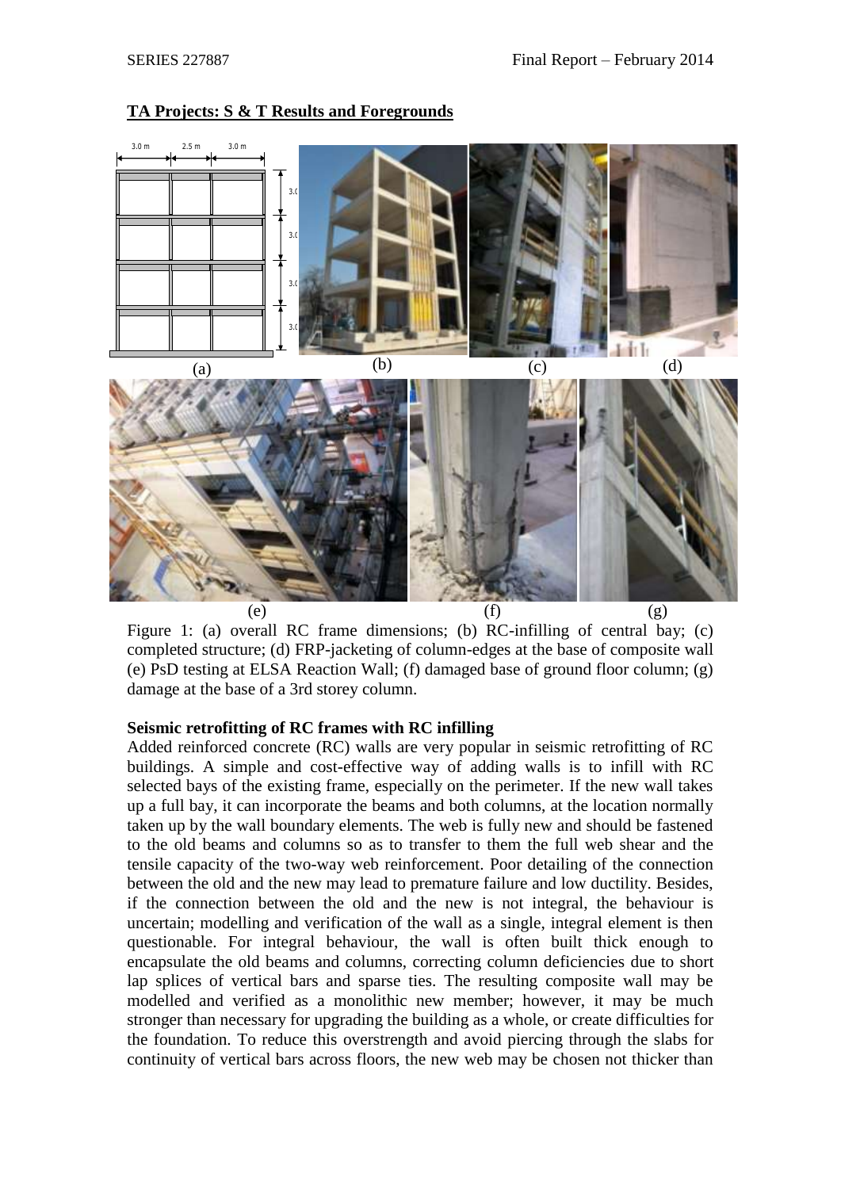**TA Projects: S & T Results and Foregrounds**

3.0 m
2.5 m
3.0 m
3.0
3.0
3.0
3.0

(a) (b) (c) (d)

(e) (f) (g)

Figure 1: (a) overall RC frame dimensions; (b) RC-infilling of central bay; (c) completed structure; (d) FRP-jacketing of column-edges at the base of composite wall (e) PsD testing at ELSA Reaction Wall; (f) damaged base of ground floor column; (g) damage at the base of a 3rd storey column.

**Seismic retrofitting of RC frames with RC infilling**

Added reinforced concrete (RC) walls are very popular in seismic retrofitting of RC buildings. A simple and cost-effective way of adding walls is to infill with RC selected bays of the existing frame, especially on the perimeter. If the new wall takes up a full bay, it can incorporate the beams and both columns, at the location normally taken up by the wall boundary elements. The web is fully new and should be fastened to the old beams and columns so as to transfer to them the full web shear and the tensile capacity of the two-way web reinforcement. Poor detailing of the connection between the old and the new may lead to premature failure and low ductility. Besides, if the connection between the old and the new is not integral, the behaviour is uncertain; modelling and verification of the wall as a single, integral element is then questionable. For integral behaviour, the wall is often built thick enough to encapsulate the old beams and columns, correcting column deficiencies due to short lap splices of vertical bars and sparse ties. The resulting composite wall may be modelled and verified as a monolithic new member; however, it may be much stronger than necessary for upgrading the building as a whole, or create difficulties for the foundation. To reduce this overstrength and avoid piercing through the slabs for continuity of vertical bars across floors, the new web may be chosen not thicker than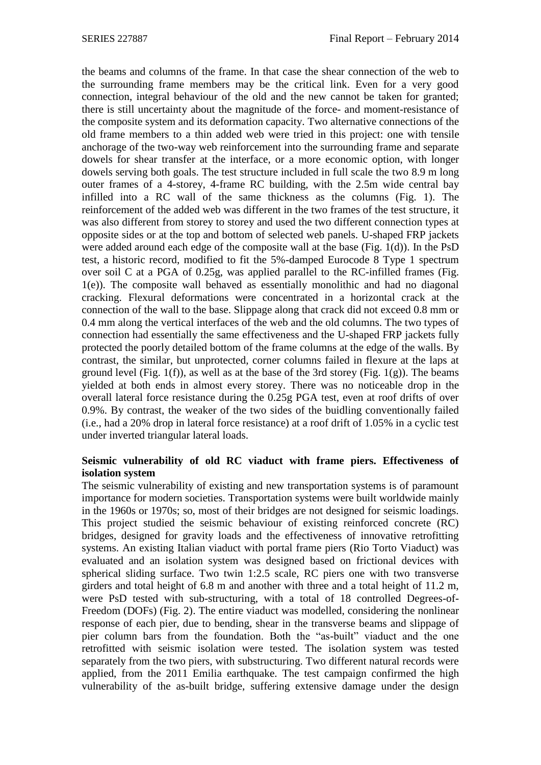the beams and columns of the frame. In that case the shear connection of the web to the surrounding frame members may be the critical link. Even for a very good connection, integral behaviour of the old and the new cannot be taken for granted; there is still uncertainty about the magnitude of the force- and moment-resistance of the composite system and its deformation capacity. Two alternative connections of the old frame members to a thin added web were tried in this project: one with tensile anchorage of the two-way web reinforcement into the surrounding frame and separate dowels for shear transfer at the interface, or a more economic option, with longer dowels serving both goals. The test structure included in full scale the two 8.9 m long outer frames of a 4-storey, 4-frame RC building, with the 2.5m wide central bay infilled into a RC wall of the same thickness as the columns (Fig. 1). The reinforcement of the added web was different in the two frames of the test structure, it was also different from storey to storey and used the two different connection types at opposite sides or at the top and bottom of selected web panels. U-shaped FRP jackets were added around each edge of the composite wall at the base (Fig. 1(d)). In the PsD test, a historic record, modified to fit the 5%-damped Eurocode 8 Type 1 spectrum over soil C at a PGA of 0.25g, was applied parallel to the RC-infilled frames (Fig. 1(e)). The composite wall behaved as essentially monolithic and had no diagonal cracking. Flexural deformations were concentrated in a horizontal crack at the connection of the wall to the base. Slippage along that crack did not exceed 0.8 mm or 0.4 mm along the vertical interfaces of the web and the old columns. The two types of connection had essentially the same effectiveness and the U-shaped FRP jackets fully protected the poorly detailed bottom of the frame columns at the edge of the walls. By contrast, the similar, but unprotected, corner columns failed in flexure at the laps at ground level (Fig. 1(f)), as well as at the base of the 3rd storey (Fig. 1(g)). The beams yielded at both ends in almost every storey. There was no noticeable drop in the overall lateral force resistance during the 0.25g PGA test, even at roof drifts of over 0.9%. By contrast, the weaker of the two sides of the buidling conventionally failed (i.e., had a 20% drop in lateral force resistance) at a roof drift of 1.05% in a cyclic test under inverted triangular lateral loads.

**Seismic vulnerability of old RC viaduct with frame piers. Effectiveness of isolation system**

The seismic vulnerability of existing and new transportation systems is of paramount importance for modern societies. Transportation systems were built worldwide mainly in the 1960s or 1970s; so, most of their bridges are not designed for seismic loadings. This project studied the seismic behaviour of existing reinforced concrete (RC) bridges, designed for gravity loads and the effectiveness of innovative retrofitting systems. An existing Italian viaduct with portal frame piers (Rio Torto Viaduct) was evaluated and an isolation system was designed based on frictional devices with spherical sliding surface. Two twin 1:2.5 scale, RC piers one with two transverse girders and total height of 6.8 m and another with three and a total height of 11.2 m, were PsD tested with sub-structuring, with a total of 18 controlled Degrees-of-Freedom (DOFs) (Fig. 2). The entire viaduct was modelled, considering the nonlinear response of each pier, due to bending, shear in the transverse beams and slippage of pier column bars from the foundation. Both the "as-built" viaduct and the one retrofitted with seismic isolation were tested. The isolation system was tested separately from the two piers, with substructuring. Two different natural records were applied, from the 2011 Emilia earthquake. The test campaign confirmed the high vulnerability of the as-built bridge, suffering extensive damage under the design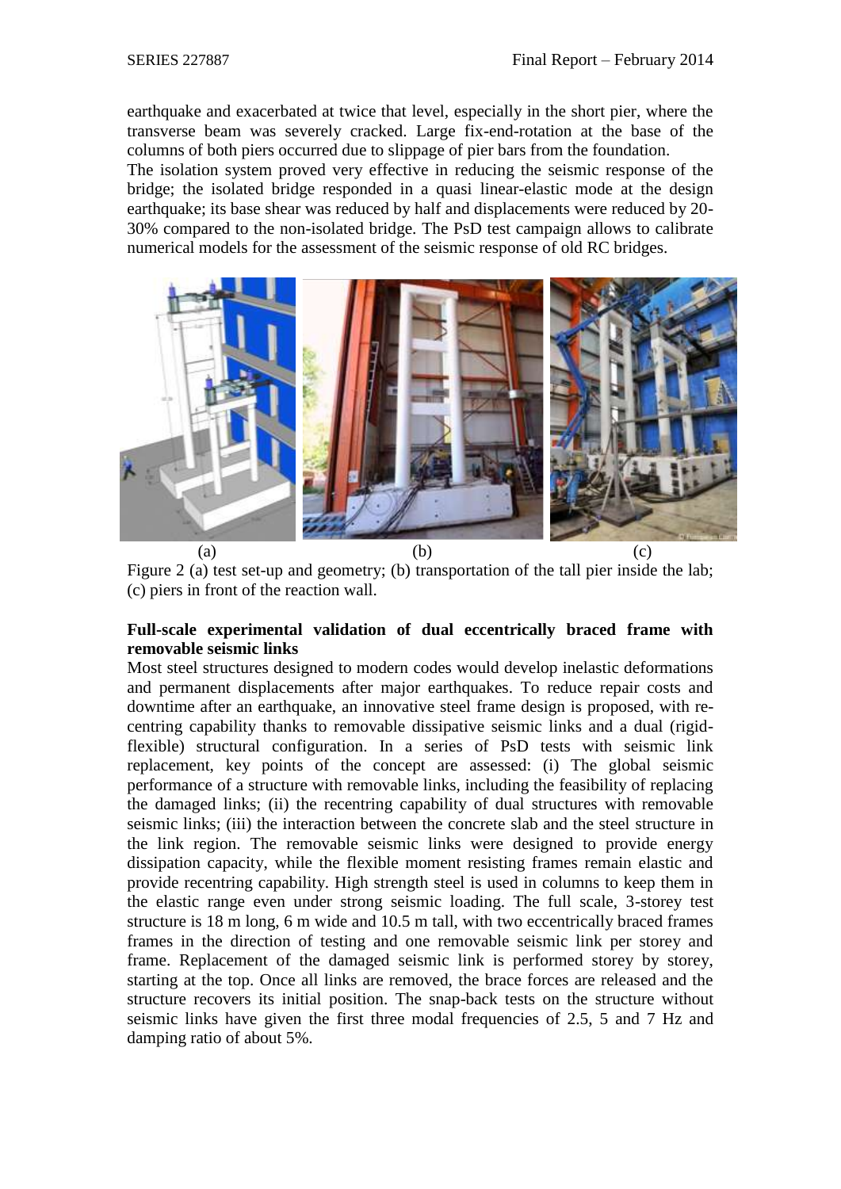earthquake and exacerbated at twice that level, especially in the short pier, where the transverse beam was severely cracked. Large fix-end-rotation at the base of the columns of both piers occurred due to slippage of pier bars from the foundation.
The isolation system proved very effective in reducing the seismic response of the bridge; the isolated bridge responded in a quasi linear-elastic mode at the design earthquake; its base shear was reduced by half and displacements were reduced by 20-30% compared to the non-isolated bridge. The PsD test campaign allows to calibrate numerical models for the assessment of the seismic response of old RC bridges.

(a) (b) (c)

Figure 2 (a) test set-up and geometry; (b) transportation of the tall pier inside the lab; (c) piers in front of the reaction wall.

**Full-scale experimental validation of dual eccentrically braced frame with removable seismic links**

Most steel structures designed to modern codes would develop inelastic deformations and permanent displacements after major earthquakes. To reduce repair costs and downtime after an earthquake, an innovative steel frame design is proposed, with re-centring capability thanks to removable dissipative seismic links and a dual (rigid-flexible) structural configuration. In a series of PsD tests with seismic link replacement, key points of the concept are assessed: (i) The global seismic performance of a structure with removable links, including the feasibility of replacing the damaged links; (ii) the recentring capability of dual structures with removable seismic links; (iii) the interaction between the concrete slab and the steel structure in the link region. The removable seismic links were designed to provide energy dissipation capacity, while the flexible moment resisting frames remain elastic and provide recentring capability. High strength steel is used in columns to keep them in the elastic range even under strong seismic loading. The full scale, 3-storey test structure is 18 m long, 6 m wide and 10.5 m tall, with two eccentrically braced frames frames in the direction of testing and one removable seismic link per storey and frame. Replacement of the damaged seismic link is performed storey by storey, starting at the top. Once all links are removed, the brace forces are released and the structure recovers its initial position. The snap-back tests on the structure without seismic links have given the first three modal frequencies of 2.5, 5 and 7 Hz and damping ratio of about 5%.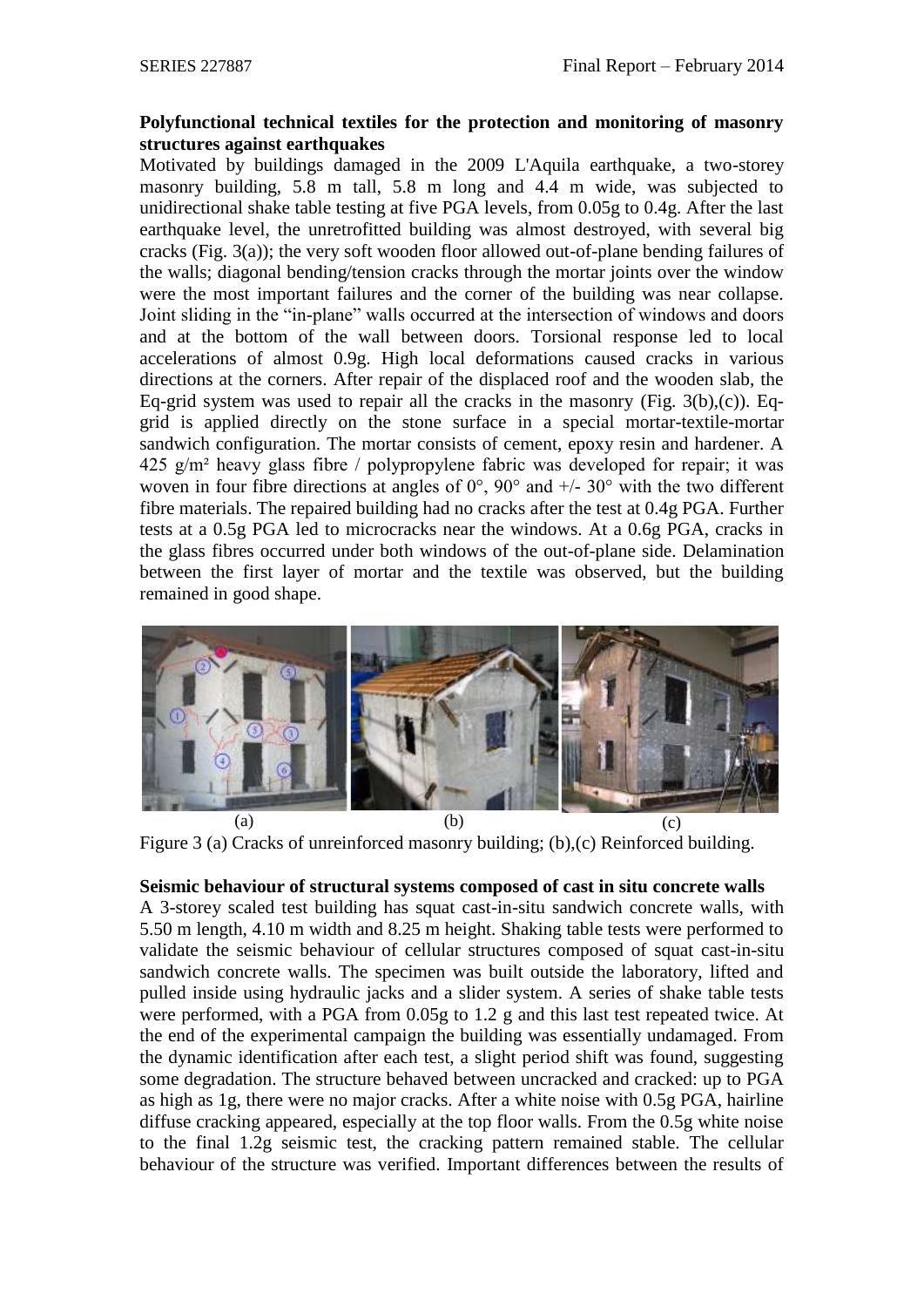**Polyfunctional technical textiles for the protection and monitoring of masonry structures against earthquakes**

Motivated by buildings damaged in the 2009 L'Aquila earthquake, a two-storey masonry building, 5.8 m tall, 5.8 m long and 4.4 m wide, was subjected to unidirectional shake table testing at five PGA levels, from 0.05g to 0.4g. After the last earthquake level, the unretrofitted building was almost destroyed, with several big cracks (Fig. 3(a)); the very soft wooden floor allowed out-of-plane bending failures of the walls; diagonal bending/tension cracks through the mortar joints over the window were the most important failures and the corner of the building was near collapse. Joint sliding in the "in-plane" walls occurred at the intersection of windows and doors and at the bottom of the wall between doors. Torsional response led to local accelerations of almost 0.9g. High local deformations caused cracks in various directions at the corners. After repair of the displaced roof and the wooden slab, the Eq-grid system was used to repair all the cracks in the masonry (Fig. 3(b),(c)). Eq-grid is applied directly on the stone surface in a special mortar-textile-mortar sandwich configuration. The mortar consists of cement, epoxy resin and hardener. A 425 g/m² heavy glass fibre / polypropylene fabric was developed for repair; it was woven in four fibre directions at angles of 0°, 90° and +/- 30° with the two different fibre materials. The repaired building had no cracks after the test at 0.4g PGA. Further tests at a 0.5g PGA led to microcracks near the windows. At a 0.6g PGA, cracks in the glass fibres occurred under both windows of the out-of-plane side. Delamination between the first layer of mortar and the textile was observed, but the building remained in good shape.

(a) (b) (c)

Figure 3 (a) Cracks of unreinforced masonry building; (b),(c) Reinforced building.

**Seismic behaviour of structural systems composed of cast in situ concrete walls**

A 3-storey scaled test building has squat cast-in-situ sandwich concrete walls, with 5.50 m length, 4.10 m width and 8.25 m height. Shaking table tests were performed to validate the seismic behaviour of cellular structures composed of squat cast-in-situ sandwich concrete walls. The specimen was built outside the laboratory, lifted and pulled inside using hydraulic jacks and a slider system. A series of shake table tests were performed, with a PGA from 0.05g to 1.2 g and this last test repeated twice. At the end of the experimental campaign the building was essentially undamaged. From the dynamic identification after each test, a slight period shift was found, suggesting some degradation. The structure behaved between uncracked and cracked: up to PGA as high as 1g, there were no major cracks. After a white noise with 0.5g PGA, hairline diffuse cracking appeared, especially at the top floor walls. From the 0.5g white noise to the final 1.2g seismic test, the cracking pattern remained stable. The cellular behaviour of the structure was verified. Important differences between the results of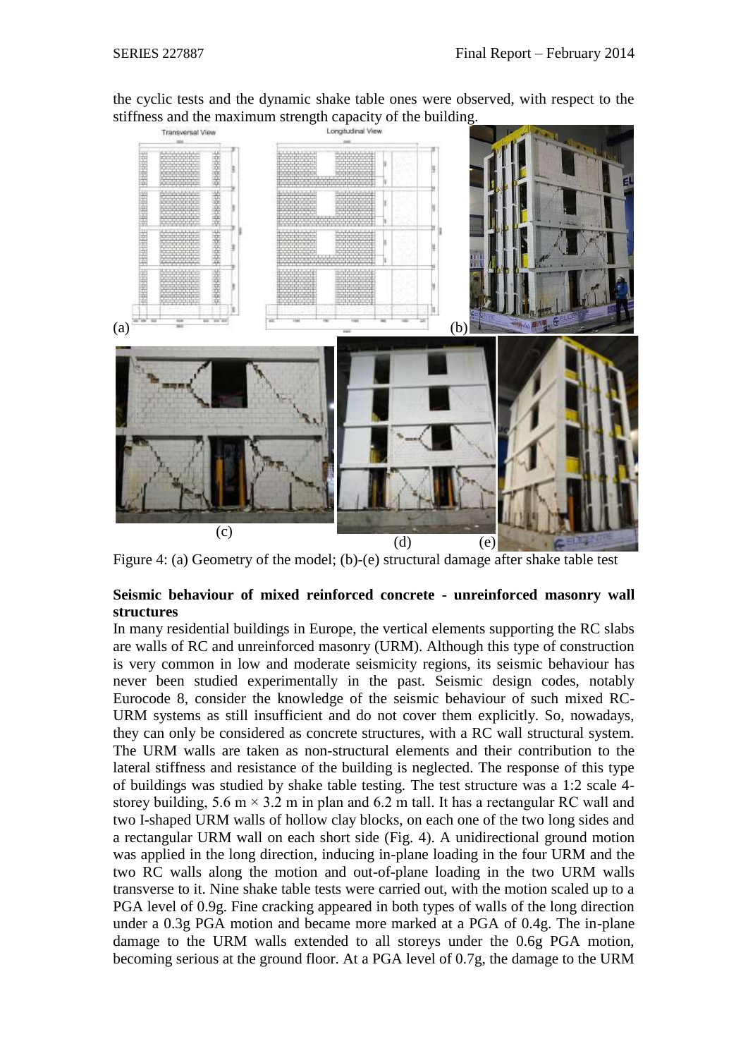the cyclic tests and the dynamic shake table ones were observed, with respect to the stiffness and the maximum strength capacity of the building.

Figure 4: (a) Geometry of the model; (b)-(e) structural damage after shake table test

**Seismic behaviour of mixed reinforced concrete - unreinforced masonry wall structures**

In many residential buildings in Europe, the vertical elements supporting the RC slabs are walls of RC and unreinforced masonry (URM). Although this type of construction is very common in low and moderate seismicity regions, its seismic behaviour has never been studied experimentally in the past. Seismic design codes, notably Eurocode 8, consider the knowledge of the seismic behaviour of such mixed RC-URM systems as still insufficient and do not cover them explicitly. So, nowadays, they can only be considered as concrete structures, with a RC wall structural system. The URM walls are taken as non-structural elements and their contribution to the lateral stiffness and resistance of the building is neglected. The response of this type of buildings was studied by shake table testing. The test structure was a 1:2 scale 4-storey building, 5.6 m × 3.2 m in plan and 6.2 m tall. It has a rectangular RC wall and two I-shaped URM walls of hollow clay blocks, on each one of the two long sides and a rectangular URM wall on each short side (Fig. 4). A unidirectional ground motion was applied in the long direction, inducing in-plane loading in the four URM and the two RC walls along the motion and out-of-plane loading in the two URM walls transverse to it. Nine shake table tests were carried out, with the motion scaled up to a PGA level of 0.9g. Fine cracking appeared in both types of walls of the long direction under a 0.3g PGA motion and became more marked at a PGA of 0.4g. The in-plane damage to the URM walls extended to all storeys under the 0.6g PGA motion, becoming serious at the ground floor. At a PGA level of 0.7g, the damage to the URM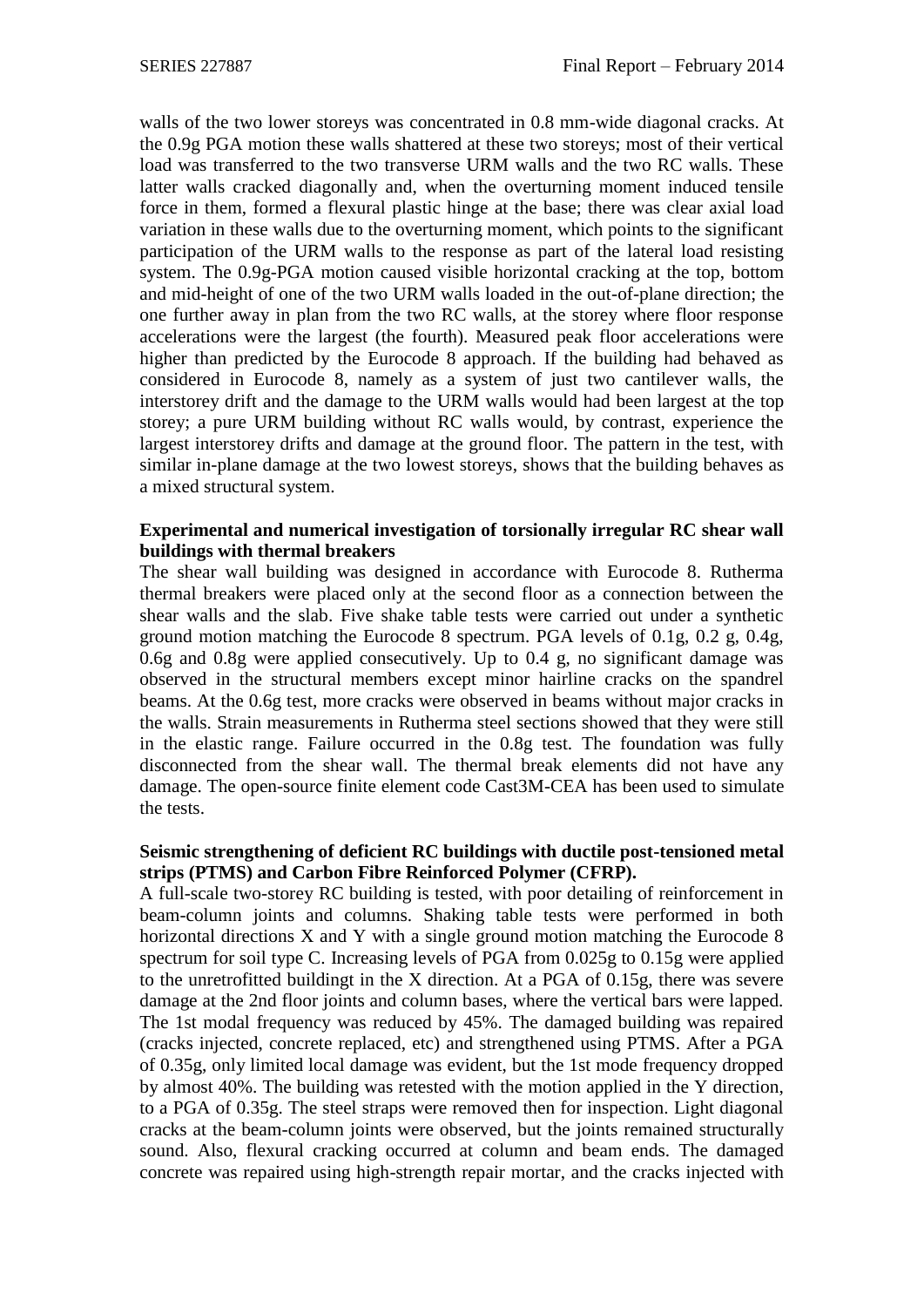walls of the two lower storeys was concentrated in 0.8 mm-wide diagonal cracks. At the 0.9g PGA motion these walls shattered at these two storeys; most of their vertical load was transferred to the two transverse URM walls and the two RC walls. These latter walls cracked diagonally and, when the overturning moment induced tensile force in them, formed a flexural plastic hinge at the base; there was clear axial load variation in these walls due to the overturning moment, which points to the significant participation of the URM walls to the response as part of the lateral load resisting system. The 0.9g-PGA motion caused visible horizontal cracking at the top, bottom and mid-height of one of the two URM walls loaded in the out-of-plane direction; the one further away in plan from the two RC walls, at the storey where floor response accelerations were the largest (the fourth). Measured peak floor accelerations were higher than predicted by the Eurocode 8 approach. If the building had behaved as considered in Eurocode 8, namely as a system of just two cantilever walls, the interstorey drift and the damage to the URM walls would had been largest at the top storey; a pure URM building without RC walls would, by contrast, experience the largest interstorey drifts and damage at the ground floor. The pattern in the test, with similar in-plane damage at the two lowest storeys, shows that the building behaves as a mixed structural system.

**Experimental and numerical investigation of torsionally irregular RC shear wall buildings with thermal breakers**

The shear wall building was designed in accordance with Eurocode 8. Rutherma thermal breakers were placed only at the second floor as a connection between the shear walls and the slab. Five shake table tests were carried out under a synthetic ground motion matching the Eurocode 8 spectrum. PGA levels of 0.1g, 0.2 g, 0.4g, 0.6g and 0.8g were applied consecutively. Up to 0.4 g, no significant damage was observed in the structural members except minor hairline cracks on the spandrel beams. At the 0.6g test, more cracks were observed in beams without major cracks in the walls. Strain measurements in Rutherma steel sections showed that they were still in the elastic range. Failure occurred in the 0.8g test. The foundation was fully disconnected from the shear wall. The thermal break elements did not have any damage. The open-source finite element code Cast3M-CEA has been used to simulate the tests.

**Seismic strengthening of deficient RC buildings with ductile post-tensioned metal strips (PTMS) and Carbon Fibre Reinforced Polymer (CFRP).**

A full-scale two-storey RC building is tested, with poor detailing of reinforcement in beam-column joints and columns. Shaking table tests were performed in both horizontal directions X and Y with a single ground motion matching the Eurocode 8 spectrum for soil type C. Increasing levels of PGA from 0.025g to 0.15g were applied to the unretrofitted buildingt in the X direction. At a PGA of 0.15g, there was severe damage at the 2nd floor joints and column bases, where the vertical bars were lapped. The 1st modal frequency was reduced by 45%. The damaged building was repaired (cracks injected, concrete replaced, etc) and strengthened using PTMS. After a PGA of 0.35g, only limited local damage was evident, but the 1st mode frequency dropped by almost 40%. The building was retested with the motion applied in the Y direction, to a PGA of 0.35g. The steel straps were removed then for inspection. Light diagonal cracks at the beam-column joints were observed, but the joints remained structurally sound. Also, flexural cracking occurred at column and beam ends. The damaged concrete was repaired using high-strength repair mortar, and the cracks injected with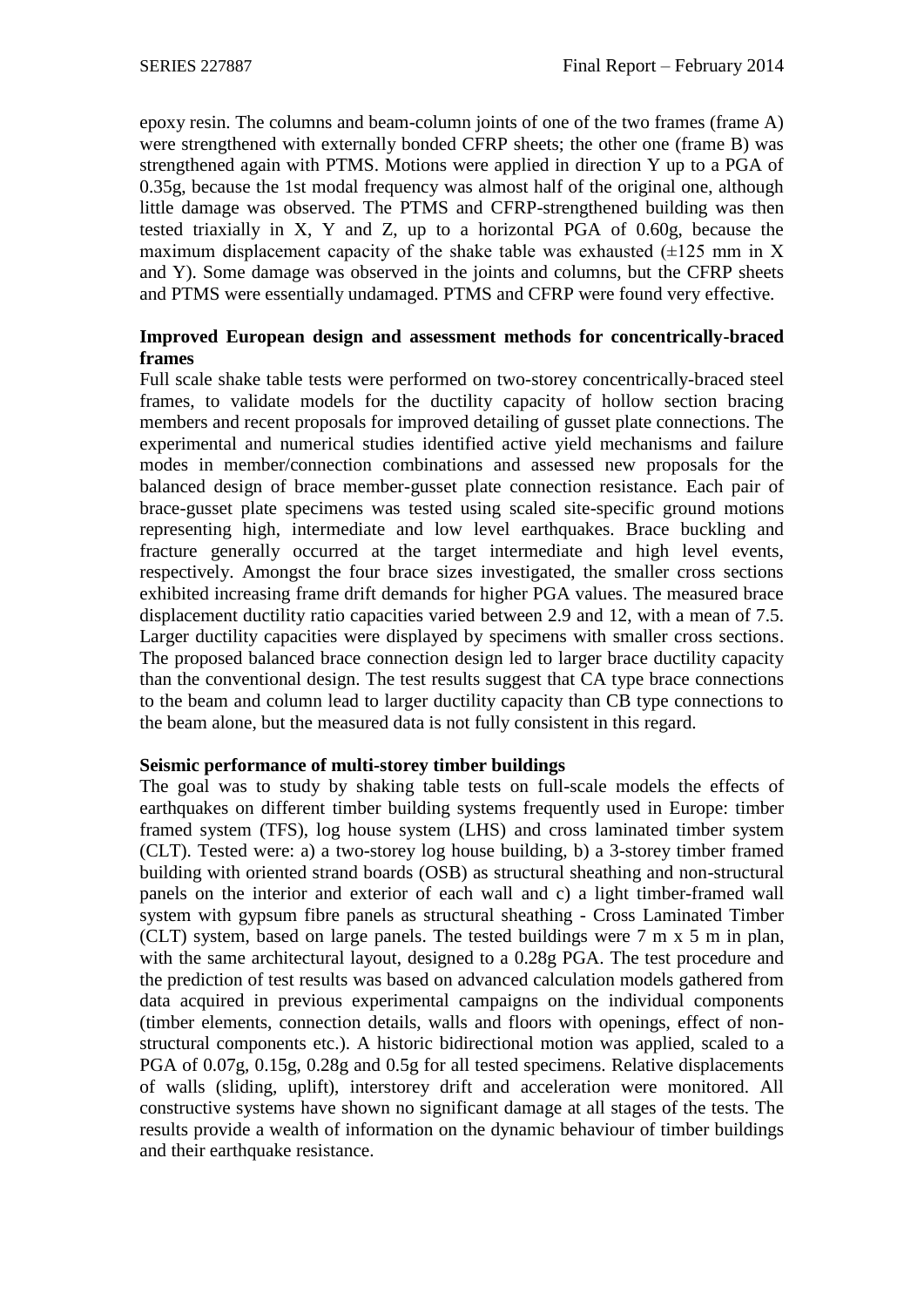epoxy resin. The columns and beam-column joints of one of the two frames (frame A) were strengthened with externally bonded CFRP sheets; the other one (frame B) was strengthened again with PTMS. Motions were applied in direction Y up to a PGA of 0.35g, because the 1st modal frequency was almost half of the original one, although little damage was observed. The PTMS and CFRP-strengthened building was then tested triaxially in X, Y and Z, up to a horizontal PGA of 0.60g, because the maximum displacement capacity of the shake table was exhausted (±125 mm in X and Y). Some damage was observed in the joints and columns, but the CFRP sheets and PTMS were essentially undamaged. PTMS and CFRP were found very effective.

**Improved European design and assessment methods for concentrically-braced frames**

Full scale shake table tests were performed on two-storey concentrically-braced steel frames, to validate models for the ductility capacity of hollow section bracing members and recent proposals for improved detailing of gusset plate connections. The experimental and numerical studies identified active yield mechanisms and failure modes in member/connection combinations and assessed new proposals for the balanced design of brace member-gusset plate connection resistance. Each pair of brace-gusset plate specimens was tested using scaled site-specific ground motions representing high, intermediate and low level earthquakes. Brace buckling and fracture generally occurred at the target intermediate and high level events, respectively. Amongst the four brace sizes investigated, the smaller cross sections exhibited increasing frame drift demands for higher PGA values. The measured brace displacement ductility ratio capacities varied between 2.9 and 12, with a mean of 7.5. Larger ductility capacities were displayed by specimens with smaller cross sections. The proposed balanced brace connection design led to larger brace ductility capacity than the conventional design. The test results suggest that CA type brace connections to the beam and column lead to larger ductility capacity than CB type connections to the beam alone, but the measured data is not fully consistent in this regard.

**Seismic performance of multi-storey timber buildings**

The goal was to study by shaking table tests on full-scale models the effects of earthquakes on different timber building systems frequently used in Europe: timber framed system (TFS), log house system (LHS) and cross laminated timber system (CLT). Tested were: a) a two-storey log house building, b) a 3-storey timber framed building with oriented strand boards (OSB) as structural sheathing and non-structural panels on the interior and exterior of each wall and c) a light timber-framed wall system with gypsum fibre panels as structural sheathing - Cross Laminated Timber (CLT) system, based on large panels. The tested buildings were 7 m x 5 m in plan, with the same architectural layout, designed to a 0.28g PGA. The test procedure and the prediction of test results was based on advanced calculation models gathered from data acquired in previous experimental campaigns on the individual components (timber elements, connection details, walls and floors with openings, effect of non-structural components etc.). A historic bidirectional motion was applied, scaled to a PGA of 0.07g, 0.15g, 0.28g and 0.5g for all tested specimens. Relative displacements of walls (sliding, uplift), interstorey drift and acceleration were monitored. All constructive systems have shown no significant damage at all stages of the tests. The results provide a wealth of information on the dynamic behaviour of timber buildings and their earthquake resistance.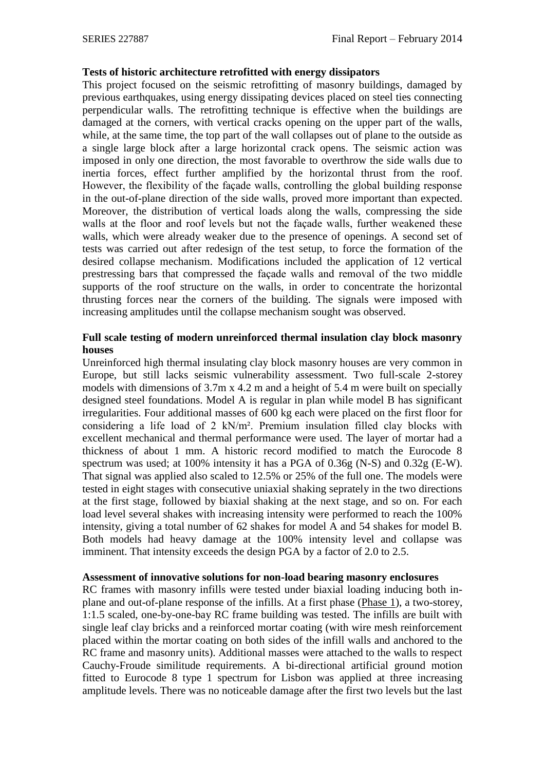**Tests of historic architecture retrofitted with energy dissipators**

This project focused on the seismic retrofitting of masonry buildings, damaged by previous earthquakes, using energy dissipating devices placed on steel ties connecting perpendicular walls. The retrofitting technique is effective when the buildings are damaged at the corners, with vertical cracks opening on the upper part of the walls, while, at the same time, the top part of the wall collapses out of plane to the outside as a single large block after a large horizontal crack opens. The seismic action was imposed in only one direction, the most favorable to overthrow the side walls due to inertia forces, effect further amplified by the horizontal thrust from the roof. However, the flexibility of the façade walls, controlling the global building response in the out-of-plane direction of the side walls, proved more important than expected. Moreover, the distribution of vertical loads along the walls, compressing the side walls at the floor and roof levels but not the façade walls, further weakened these walls, which were already weaker due to the presence of openings. A second set of tests was carried out after redesign of the test setup, to force the formation of the desired collapse mechanism. Modifications included the application of 12 vertical prestressing bars that compressed the façade walls and removal of the two middle supports of the roof structure on the walls, in order to concentrate the horizontal thrusting forces near the corners of the building. The signals were imposed with increasing amplitudes until the collapse mechanism sought was observed.

**Full scale testing of modern unreinforced thermal insulation clay block masonry houses**

Unreinforced high thermal insulating clay block masonry houses are very common in Europe, but still lacks seismic vulnerability assessment. Two full-scale 2-storey models with dimensions of 3.7m x 4.2 m and a height of 5.4 m were built on specially designed steel foundations. Model A is regular in plan while model B has significant irregularities. Four additional masses of 600 kg each were placed on the first floor for considering a life load of 2 kN/m². Premium insulation filled clay blocks with excellent mechanical and thermal performance were used. The layer of mortar had a thickness of about 1 mm. A historic record modified to match the Eurocode 8 spectrum was used; at 100% intensity it has a PGA of 0.36g (N-S) and 0.32g (E-W). That signal was applied also scaled to 12.5% or 25% of the full one. The models were tested in eight stages with consecutive uniaxial shaking seprately in the two directions at the first stage, followed by biaxial shaking at the next stage, and so on. For each load level several shakes with increasing intensity were performed to reach the 100% intensity, giving a total number of 62 shakes for model A and 54 shakes for model B. Both models had heavy damage at the 100% intensity level and collapse was imminent. That intensity exceeds the design PGA by a factor of 2.0 to 2.5.

**Assessment of innovative solutions for non-load bearing masonry enclosures**

RC frames with masonry infills were tested under biaxial loading inducing both in-plane and out-of-plane response of the infills. At a first phase (Phase 1), a two-storey, 1:1.5 scaled, one-by-one-bay RC frame building was tested. The infills are built with single leaf clay bricks and a reinforced mortar coating (with wire mesh reinforcement placed within the mortar coating on both sides of the infill walls and anchored to the RC frame and masonry units). Additional masses were attached to the walls to respect Cauchy-Froude similitude requirements. A bi-directional artificial ground motion fitted to Eurocode 8 type 1 spectrum for Lisbon was applied at three increasing amplitude levels. There was no noticeable damage after the first two levels but the last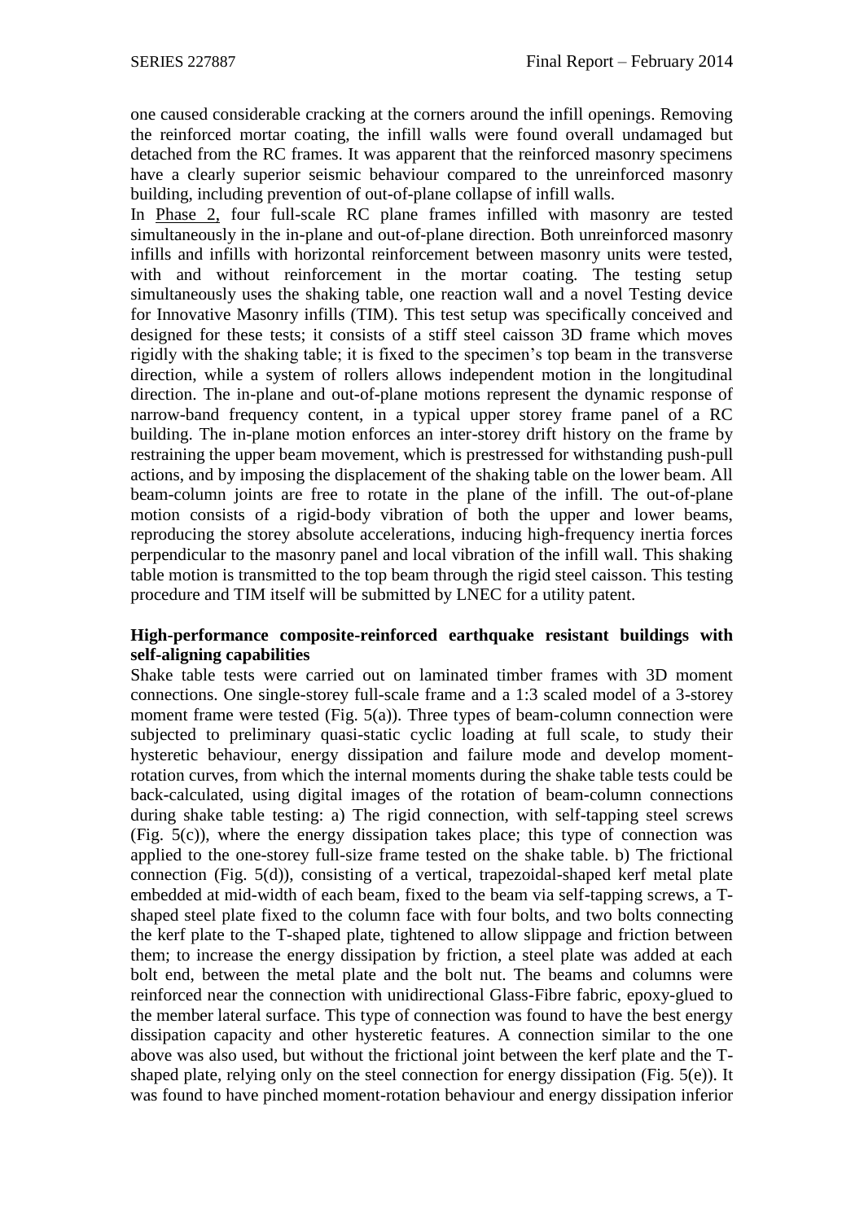one caused considerable cracking at the corners around the infill openings. Removing the reinforced mortar coating, the infill walls were found overall undamaged but detached from the RC frames. It was apparent that the reinforced masonry specimens have a clearly superior seismic behaviour compared to the unreinforced masonry building, including prevention of out-of-plane collapse of infill walls.

In Phase 2, four full-scale RC plane frames infilled with masonry are tested simultaneously in the in-plane and out-of-plane direction. Both unreinforced masonry infills and infills with horizontal reinforcement between masonry units were tested, with and without reinforcement in the mortar coating. The testing setup simultaneously uses the shaking table, one reaction wall and a novel Testing device for Innovative Masonry infills (TIM). This test setup was specifically conceived and designed for these tests; it consists of a stiff steel caisson 3D frame which moves rigidly with the shaking table; it is fixed to the specimen's top beam in the transverse direction, while a system of rollers allows independent motion in the longitudinal direction. The in-plane and out-of-plane motions represent the dynamic response of narrow-band frequency content, in a typical upper storey frame panel of a RC building. The in-plane motion enforces an inter-storey drift history on the frame by restraining the upper beam movement, which is prestressed for withstanding push-pull actions, and by imposing the displacement of the shaking table on the lower beam. All beam-column joints are free to rotate in the plane of the infill. The out-of-plane motion consists of a rigid-body vibration of both the upper and lower beams, reproducing the storey absolute accelerations, inducing high-frequency inertia forces perpendicular to the masonry panel and local vibration of the infill wall. This shaking table motion is transmitted to the top beam through the rigid steel caisson. This testing procedure and TIM itself will be submitted by LNEC for a utility patent.

**High-performance composite-reinforced earthquake resistant buildings with self-aligning capabilities**

Shake table tests were carried out on laminated timber frames with 3D moment connections. One single-storey full-scale frame and a 1:3 scaled model of a 3-storey moment frame were tested (Fig. 5(a)). Three types of beam-column connection were subjected to preliminary quasi-static cyclic loading at full scale, to study their hysteretic behaviour, energy dissipation and failure mode and develop moment-rotation curves, from which the internal moments during the shake table tests could be back-calculated, using digital images of the rotation of beam-column connections during shake table testing: a) The rigid connection, with self-tapping steel screws (Fig. 5(c)), where the energy dissipation takes place; this type of connection was applied to the one-storey full-size frame tested on the shake table. b) The frictional connection (Fig. 5(d)), consisting of a vertical, trapezoidal-shaped kerf metal plate embedded at mid-width of each beam, fixed to the beam via self-tapping screws, a T-shaped steel plate fixed to the column face with four bolts, and two bolts connecting the kerf plate to the T-shaped plate, tightened to allow slippage and friction between them; to increase the energy dissipation by friction, a steel plate was added at each bolt end, between the metal plate and the bolt nut. The beams and columns were reinforced near the connection with unidirectional Glass-Fibre fabric, epoxy-glued to the member lateral surface. This type of connection was found to have the best energy dissipation capacity and other hysteretic features. A connection similar to the one above was also used, but without the frictional joint between the kerf plate and the T-shaped plate, relying only on the steel connection for energy dissipation (Fig. 5(e)). It was found to have pinched moment-rotation behaviour and energy dissipation inferior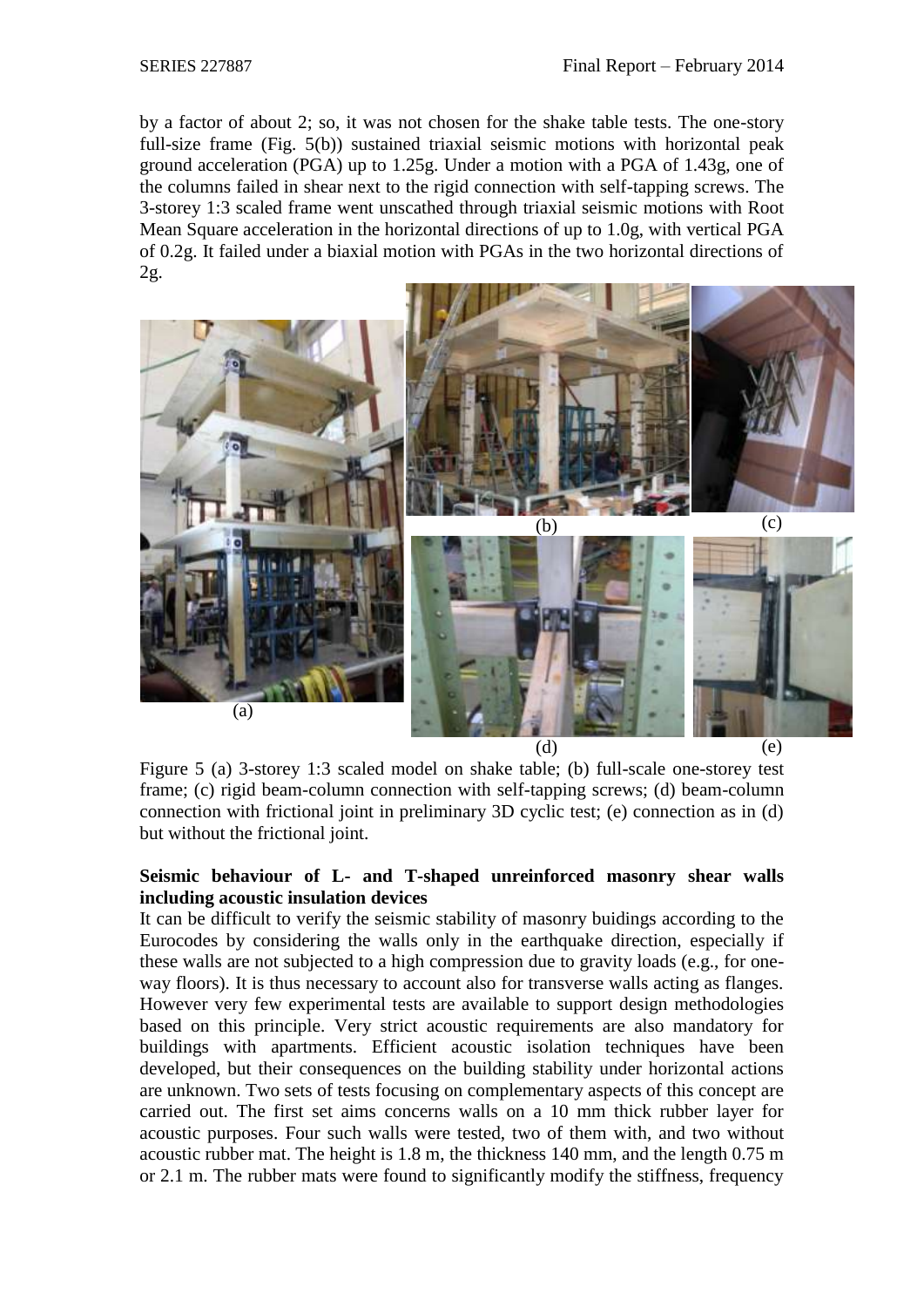by a factor of about 2; so, it was not chosen for the shake table tests. The one-story full-size frame (Fig. 5(b)) sustained triaxial seismic motions with horizontal peak ground acceleration (PGA) up to 1.25g. Under a motion with a PGA of 1.43g, one of the columns failed in shear next to the rigid connection with self-tapping screws. The 3-storey 1:3 scaled frame went unscathed through triaxial seismic motions with Root Mean Square acceleration in the horizontal directions of up to 1.0g, with vertical PGA of 0.2g. It failed under a biaxial motion with PGAs in the two horizontal directions of 2g.

Figure 5 (a) 3-storey 1:3 scaled model on shake table; (b) full-scale one-storey test frame; (c) rigid beam-column connection with self-tapping screws; (d) beam-column connection with frictional joint in preliminary 3D cyclic test; (e) connection as in (d) but without the frictional joint.

**Seismic behaviour of L- and T-shaped unreinforced masonry shear walls including acoustic insulation devices**

It can be difficult to verify the seismic stability of masonry buidings according to the Eurocodes by considering the walls only in the earthquake direction, especially if these walls are not subjected to a high compression due to gravity loads (e.g., for one-way floors). It is thus necessary to account also for transverse walls acting as flanges. However very few experimental tests are available to support design methodologies based on this principle. Very strict acoustic requirements are also mandatory for buildings with apartments. Efficient acoustic isolation techniques have been developed, but their consequences on the building stability under horizontal actions are unknown. Two sets of tests focusing on complementary aspects of this concept are carried out. The first set aims concerns walls on a 10 mm thick rubber layer for acoustic purposes. Four such walls were tested, two of them with, and two without acoustic rubber mat. The height is 1.8 m, the thickness 140 mm, and the length 0.75 m or 2.1 m. The rubber mats were found to significantly modify the stiffness, frequency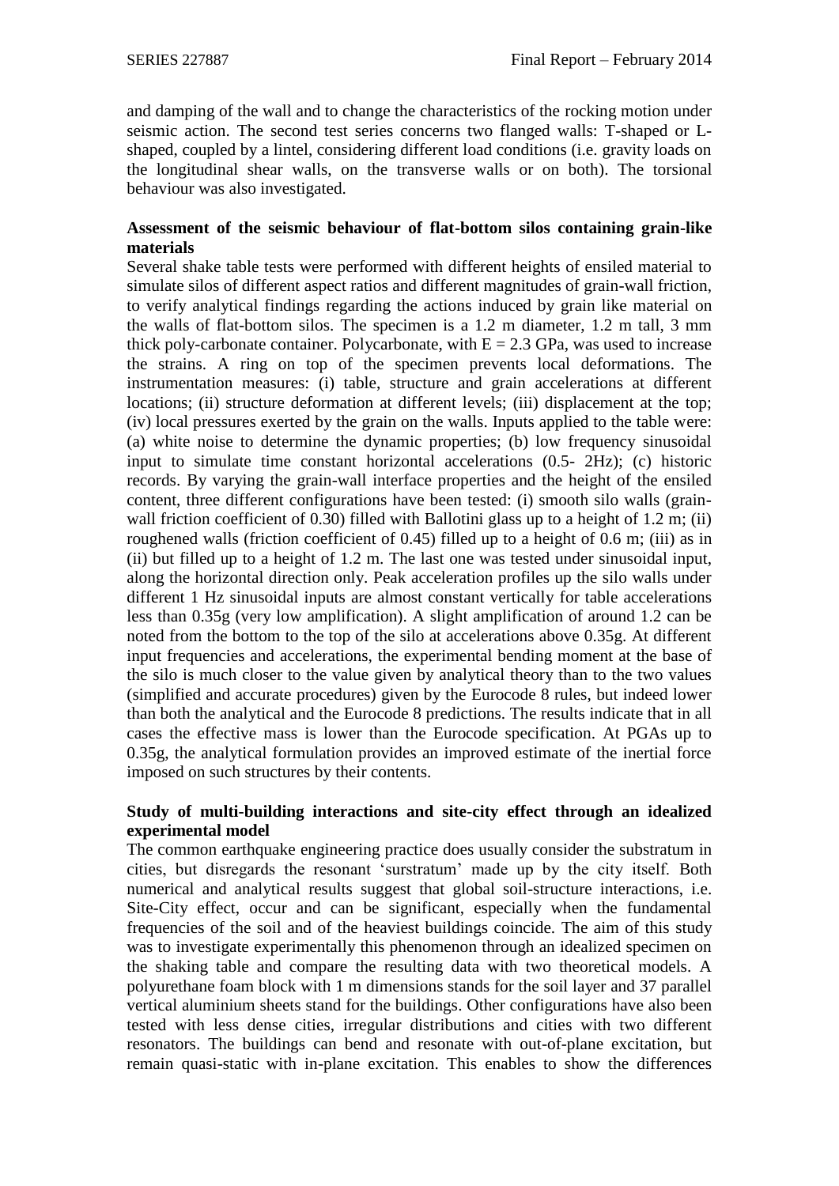and damping of the wall and to change the characteristics of the rocking motion under seismic action. The second test series concerns two flanged walls: T-shaped or L-shaped, coupled by a lintel, considering different load conditions (i.e. gravity loads on the longitudinal shear walls, on the transverse walls or on both). The torsional behaviour was also investigated.

**Assessment of the seismic behaviour of flat-bottom silos containing grain-like materials**

Several shake table tests were performed with different heights of ensiled material to simulate silos of different aspect ratios and different magnitudes of grain-wall friction, to verify analytical findings regarding the actions induced by grain like material on the walls of flat-bottom silos. The specimen is a 1.2 m diameter, 1.2 m tall, 3 mm thick poly-carbonate container. Polycarbonate, with $E = 2.3$ GPa, was used to increase the strains. A ring on top of the specimen prevents local deformations. The instrumentation measures: (i) table, structure and grain accelerations at different locations; (ii) structure deformation at different levels; (iii) displacement at the top; (iv) local pressures exerted by the grain on the walls. Inputs applied to the table were: (a) white noise to determine the dynamic properties; (b) low frequency sinusoidal input to simulate time constant horizontal accelerations (0.5- 2Hz); (c) historic records. By varying the grain-wall interface properties and the height of the ensiled content, three different configurations have been tested: (i) smooth silo walls (grain-wall friction coefficient of 0.30) filled with Ballotini glass up to a height of 1.2 m; (ii) roughened walls (friction coefficient of 0.45) filled up to a height of 0.6 m; (iii) as in (ii) but filled up to a height of 1.2 m. The last one was tested under sinusoidal input, along the horizontal direction only. Peak acceleration profiles up the silo walls under different 1 Hz sinusoidal inputs are almost constant vertically for table accelerations less than 0.35g (very low amplification). A slight amplification of around 1.2 can be noted from the bottom to the top of the silo at accelerations above 0.35g. At different input frequencies and accelerations, the experimental bending moment at the base of the silo is much closer to the value given by analytical theory than to the two values (simplified and accurate procedures) given by the Eurocode 8 rules, but indeed lower than both the analytical and the Eurocode 8 predictions. The results indicate that in all cases the effective mass is lower than the Eurocode specification. At PGAs up to 0.35g, the analytical formulation provides an improved estimate of the inertial force imposed on such structures by their contents.

**Study of multi-building interactions and site-city effect through an idealized experimental model**

The common earthquake engineering practice does usually consider the substratum in cities, but disregards the resonant 'surstratum' made up by the city itself. Both numerical and analytical results suggest that global soil-structure interactions, i.e. Site-City effect, occur and can be significant, especially when the fundamental frequencies of the soil and of the heaviest buildings coincide. The aim of this study was to investigate experimentally this phenomenon through an idealized specimen on the shaking table and compare the resulting data with two theoretical models. A polyurethane foam block with 1 m dimensions stands for the soil layer and 37 parallel vertical aluminium sheets stand for the buildings. Other configurations have also been tested with less dense cities, irregular distributions and cities with two different resonators. The buildings can bend and resonate with out-of-plane excitation, but remain quasi-static with in-plane excitation. This enables to show the differences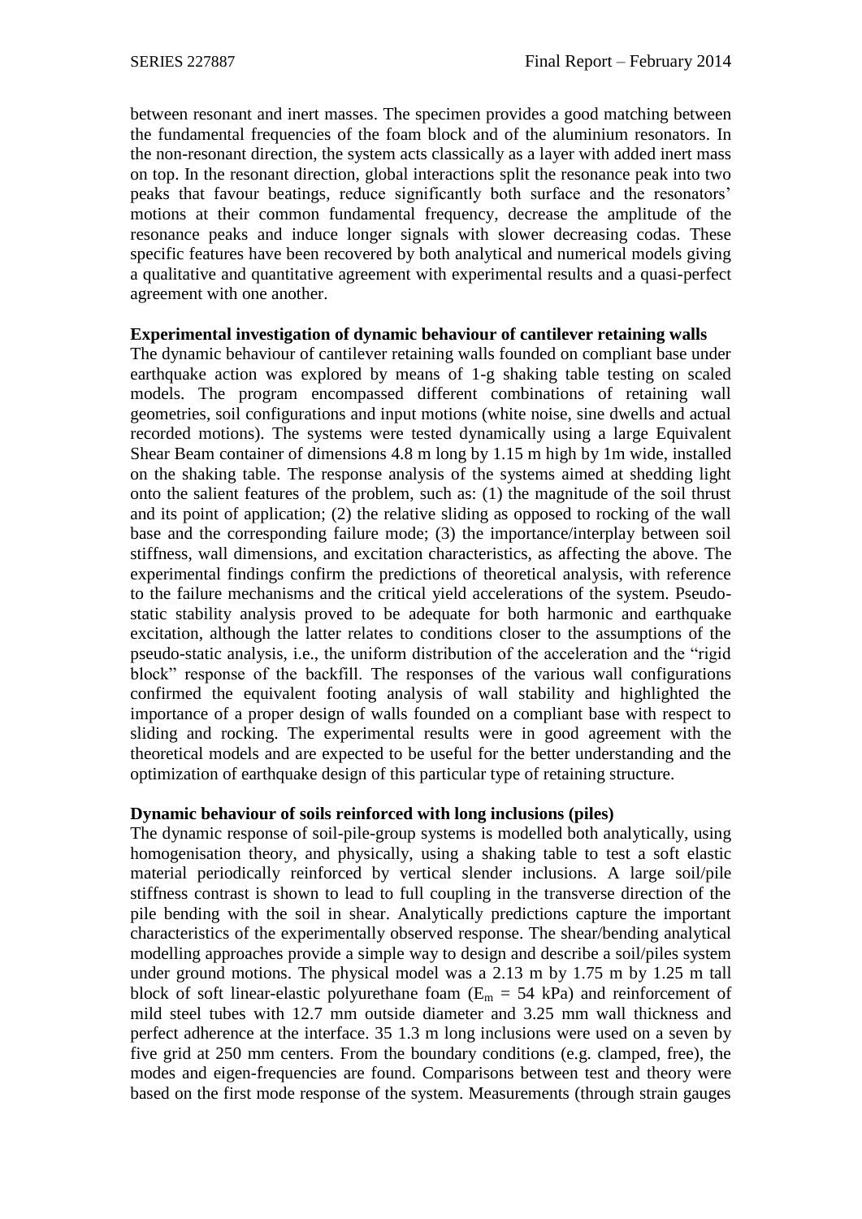between resonant and inert masses. The specimen provides a good matching between the fundamental frequencies of the foam block and of the aluminium resonators. In the non-resonant direction, the system acts classically as a layer with added inert mass on top. In the resonant direction, global interactions split the resonance peak into two peaks that favour beatings, reduce significantly both surface and the resonators' motions at their common fundamental frequency, decrease the amplitude of the resonance peaks and induce longer signals with slower decreasing codas. These specific features have been recovered by both analytical and numerical models giving a qualitative and quantitative agreement with experimental results and a quasi-perfect agreement with one another.

**Experimental investigation of dynamic behaviour of cantilever retaining walls**

The dynamic behaviour of cantilever retaining walls founded on compliant base under earthquake action was explored by means of 1-g shaking table testing on scaled models. The program encompassed different combinations of retaining wall geometries, soil configurations and input motions (white noise, sine dwells and actual recorded motions). The systems were tested dynamically using a large Equivalent Shear Beam container of dimensions 4.8 m long by 1.15 m high by 1m wide, installed on the shaking table. The response analysis of the systems aimed at shedding light onto the salient features of the problem, such as: (1) the magnitude of the soil thrust and its point of application; (2) the relative sliding as opposed to rocking of the wall base and the corresponding failure mode; (3) the importance/interplay between soil stiffness, wall dimensions, and excitation characteristics, as affecting the above. The experimental findings confirm the predictions of theoretical analysis, with reference to the failure mechanisms and the critical yield accelerations of the system. Pseudo-static stability analysis proved to be adequate for both harmonic and earthquake excitation, although the latter relates to conditions closer to the assumptions of the pseudo-static analysis, i.e., the uniform distribution of the acceleration and the "rigid block" response of the backfill. The responses of the various wall configurations confirmed the equivalent footing analysis of wall stability and highlighted the importance of a proper design of walls founded on a compliant base with respect to sliding and rocking. The experimental results were in good agreement with the theoretical models and are expected to be useful for the better understanding and the optimization of earthquake design of this particular type of retaining structure.

**Dynamic behaviour of soils reinforced with long inclusions (piles)**

The dynamic response of soil-pile-group systems is modelled both analytically, using homogenisation theory, and physically, using a shaking table to test a soft elastic material periodically reinforced by vertical slender inclusions. A large soil/pile stiffness contrast is shown to lead to full coupling in the transverse direction of the pile bending with the soil in shear. Analytically predictions capture the important characteristics of the experimentally observed response. The shear/bending analytical modelling approaches provide a simple way to design and describe a soil/piles system under ground motions. The physical model was a 2.13 m by 1.75 m by 1.25 m tall block of soft linear-elastic polyurethane foam ($E_m$ = 54 kPa) and reinforcement of mild steel tubes with 12.7 mm outside diameter and 3.25 mm wall thickness and perfect adherence at the interface. 35 1.3 m long inclusions were used on a seven by five grid at 250 mm centers. From the boundary conditions (e.g. clamped, free), the modes and eigen-frequencies are found. Comparisons between test and theory were based on the first mode response of the system. Measurements (through strain gauges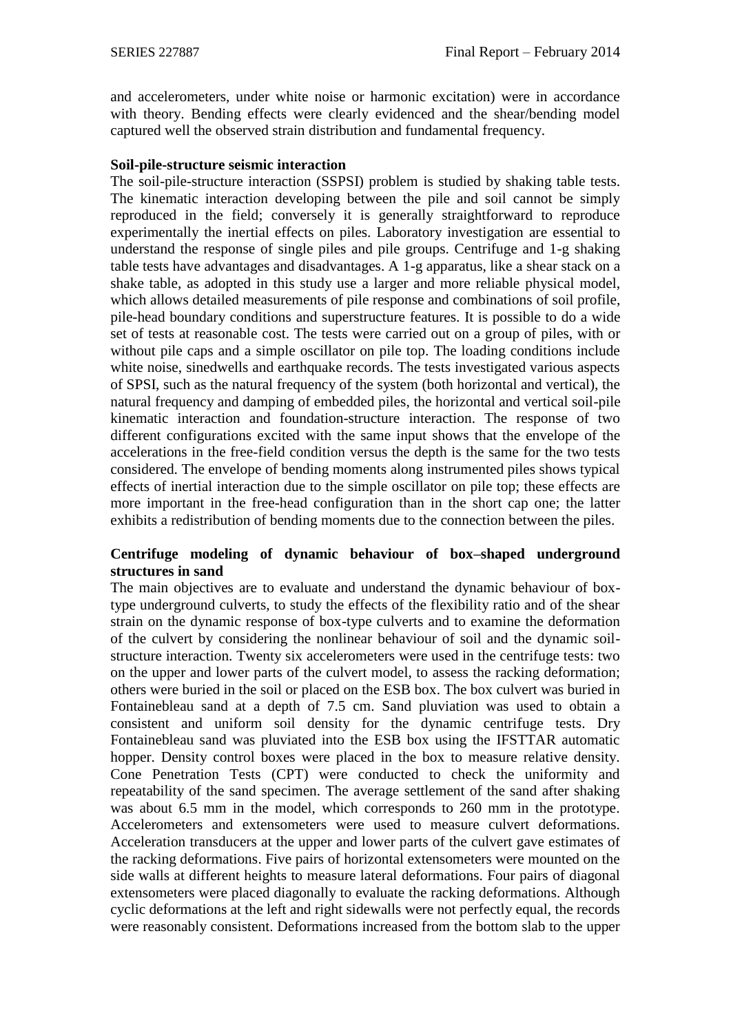and accelerometers, under white noise or harmonic excitation) were in accordance with theory. Bending effects were clearly evidenced and the shear/bending model captured well the observed strain distribution and fundamental frequency.

**Soil-pile-structure seismic interaction**

The soil-pile-structure interaction (SSPSI) problem is studied by shaking table tests. The kinematic interaction developing between the pile and soil cannot be simply reproduced in the field; conversely it is generally straightforward to reproduce experimentally the inertial effects on piles. Laboratory investigation are essential to understand the response of single piles and pile groups. Centrifuge and 1-g shaking table tests have advantages and disadvantages. A 1-g apparatus, like a shear stack on a shake table, as adopted in this study use a larger and more reliable physical model, which allows detailed measurements of pile response and combinations of soil profile, pile-head boundary conditions and superstructure features. It is possible to do a wide set of tests at reasonable cost. The tests were carried out on a group of piles, with or without pile caps and a simple oscillator on pile top. The loading conditions include white noise, sinedwells and earthquake records. The tests investigated various aspects of SPSI, such as the natural frequency of the system (both horizontal and vertical), the natural frequency and damping of embedded piles, the horizontal and vertical soil-pile kinematic interaction and foundation-structure interaction. The response of two different configurations excited with the same input shows that the envelope of the accelerations in the free-field condition versus the depth is the same for the two tests considered. The envelope of bending moments along instrumented piles shows typical effects of inertial interaction due to the simple oscillator on pile top; these effects are more important in the free-head configuration than in the short cap one; the latter exhibits a redistribution of bending moments due to the connection between the piles.

**Centrifuge modeling of dynamic behaviour of box–shaped underground structures in sand**

The main objectives are to evaluate and understand the dynamic behaviour of box-type underground culverts, to study the effects of the flexibility ratio and of the shear strain on the dynamic response of box-type culverts and to examine the deformation of the culvert by considering the nonlinear behaviour of soil and the dynamic soil-structure interaction. Twenty six accelerometers were used in the centrifuge tests: two on the upper and lower parts of the culvert model, to assess the racking deformation; others were buried in the soil or placed on the ESB box. The box culvert was buried in Fontainebleau sand at a depth of 7.5 cm. Sand pluviation was used to obtain a consistent and uniform soil density for the dynamic centrifuge tests. Dry Fontainebleau sand was pluviated into the ESB box using the IFSTTAR automatic hopper. Density control boxes were placed in the box to measure relative density. Cone Penetration Tests (CPT) were conducted to check the uniformity and repeatability of the sand specimen. The average settlement of the sand after shaking was about 6.5 mm in the model, which corresponds to 260 mm in the prototype. Accelerometers and extensometers were used to measure culvert deformations. Acceleration transducers at the upper and lower parts of the culvert gave estimates of the racking deformations. Five pairs of horizontal extensometers were mounted on the side walls at different heights to measure lateral deformations. Four pairs of diagonal extensometers were placed diagonally to evaluate the racking deformations. Although cyclic deformations at the left and right sidewalls were not perfectly equal, the records were reasonably consistent. Deformations increased from the bottom slab to the upper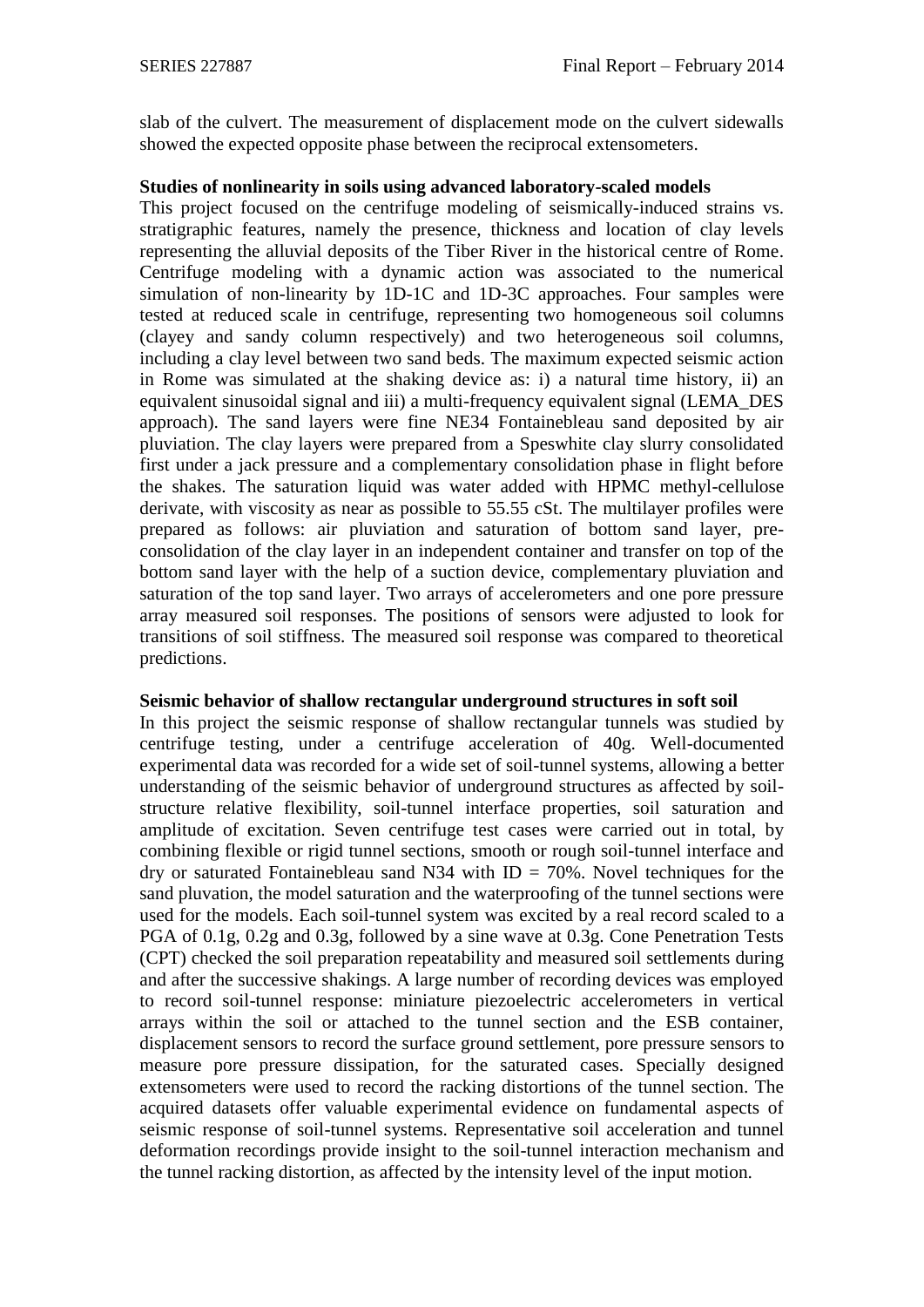slab of the culvert. The measurement of displacement mode on the culvert sidewalls showed the expected opposite phase between the reciprocal extensometers.

**Studies of nonlinearity in soils using advanced laboratory-scaled models**

This project focused on the centrifuge modeling of seismically-induced strains vs. stratigraphic features, namely the presence, thickness and location of clay levels representing the alluvial deposits of the Tiber River in the historical centre of Rome. Centrifuge modeling with a dynamic action was associated to the numerical simulation of non-linearity by 1D-1C and 1D-3C approaches. Four samples were tested at reduced scale in centrifuge, representing two homogeneous soil columns (clayey and sandy column respectively) and two heterogeneous soil columns, including a clay level between two sand beds. The maximum expected seismic action in Rome was simulated at the shaking device as: i) a natural time history, ii) an equivalent sinusoidal signal and iii) a multi-frequency equivalent signal (LEMA_DES approach). The sand layers were fine NE34 Fontainebleau sand deposited by air pluviation. The clay layers were prepared from a Speswhite clay slurry consolidated first under a jack pressure and a complementary consolidation phase in flight before the shakes. The saturation liquid was water added with HPMC methyl-cellulose derivate, with viscosity as near as possible to 55.55 cSt. The multilayer profiles were prepared as follows: air pluviation and saturation of bottom sand layer, pre-consolidation of the clay layer in an independent container and transfer on top of the bottom sand layer with the help of a suction device, complementary pluviation and saturation of the top sand layer. Two arrays of accelerometers and one pore pressure array measured soil responses. The positions of sensors were adjusted to look for transitions of soil stiffness. The measured soil response was compared to theoretical predictions.

**Seismic behavior of shallow rectangular underground structures in soft soil**

In this project the seismic response of shallow rectangular tunnels was studied by centrifuge testing, under a centrifuge acceleration of 40g. Well-documented experimental data was recorded for a wide set of soil-tunnel systems, allowing a better understanding of the seismic behavior of underground structures as affected by soil-structure relative flexibility, soil-tunnel interface properties, soil saturation and amplitude of excitation. Seven centrifuge test cases were carried out in total, by combining flexible or rigid tunnel sections, smooth or rough soil-tunnel interface and dry or saturated Fontainebleau sand N34 with ID = 70%. Novel techniques for the sand pluvation, the model saturation and the waterproofing of the tunnel sections were used for the models. Each soil-tunnel system was excited by a real record scaled to a PGA of 0.1g, 0.2g and 0.3g, followed by a sine wave at 0.3g. Cone Penetration Tests (CPT) checked the soil preparation repeatability and measured soil settlements during and after the successive shakings. A large number of recording devices was employed to record soil-tunnel response: miniature piezoelectric accelerometers in vertical arrays within the soil or attached to the tunnel section and the ESB container, displacement sensors to record the surface ground settlement, pore pressure sensors to measure pore pressure dissipation, for the saturated cases. Specially designed extensometers were used to record the racking distortions of the tunnel section. The acquired datasets offer valuable experimental evidence on fundamental aspects of seismic response of soil-tunnel systems. Representative soil acceleration and tunnel deformation recordings provide insight to the soil-tunnel interaction mechanism and the tunnel racking distortion, as affected by the intensity level of the input motion.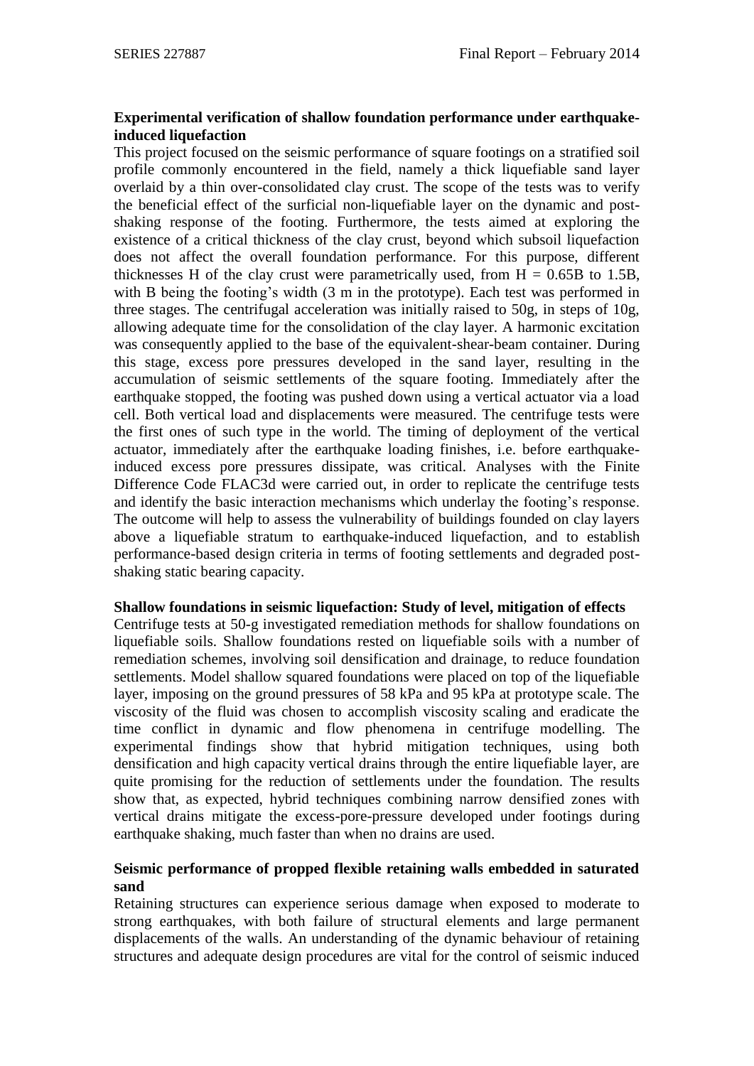**Experimental verification of shallow foundation performance under earthquake-induced liquefaction**

This project focused on the seismic performance of square footings on a stratified soil profile commonly encountered in the field, namely a thick liquefiable sand layer overlaid by a thin over-consolidated clay crust. The scope of the tests was to verify the beneficial effect of the surficial non-liquefiable layer on the dynamic and post-shaking response of the footing. Furthermore, the tests aimed at exploring the existence of a critical thickness of the clay crust, beyond which subsoil liquefaction does not affect the overall foundation performance. For this purpose, different thicknesses H of the clay crust were parametrically used, from H = 0.65B to 1.5B, with B being the footing's width (3 m in the prototype). Each test was performed in three stages. The centrifugal acceleration was initially raised to 50g, in steps of 10g, allowing adequate time for the consolidation of the clay layer. A harmonic excitation was consequently applied to the base of the equivalent-shear-beam container. During this stage, excess pore pressures developed in the sand layer, resulting in the accumulation of seismic settlements of the square footing. Immediately after the earthquake stopped, the footing was pushed down using a vertical actuator via a load cell. Both vertical load and displacements were measured. The centrifuge tests were the first ones of such type in the world. The timing of deployment of the vertical actuator, immediately after the earthquake loading finishes, i.e. before earthquake-induced excess pore pressures dissipate, was critical. Analyses with the Finite Difference Code FLAC3d were carried out, in order to replicate the centrifuge tests and identify the basic interaction mechanisms which underlay the footing's response. The outcome will help to assess the vulnerability of buildings founded on clay layers above a liquefiable stratum to earthquake-induced liquefaction, and to establish performance-based design criteria in terms of footing settlements and degraded post-shaking static bearing capacity.

**Shallow foundations in seismic liquefaction: Study of level, mitigation of effects**

Centrifuge tests at 50-g investigated remediation methods for shallow foundations on liquefiable soils. Shallow foundations rested on liquefiable soils with a number of remediation schemes, involving soil densification and drainage, to reduce foundation settlements. Model shallow squared foundations were placed on top of the liquefiable layer, imposing on the ground pressures of 58 kPa and 95 kPa at prototype scale. The viscosity of the fluid was chosen to accomplish viscosity scaling and eradicate the time conflict in dynamic and flow phenomena in centrifuge modelling. The experimental findings show that hybrid mitigation techniques, using both densification and high capacity vertical drains through the entire liquefiable layer, are quite promising for the reduction of settlements under the foundation. The results show that, as expected, hybrid techniques combining narrow densified zones with vertical drains mitigate the excess-pore-pressure developed under footings during earthquake shaking, much faster than when no drains are used.

**Seismic performance of propped flexible retaining walls embedded in saturated sand**

Retaining structures can experience serious damage when exposed to moderate to strong earthquakes, with both failure of structural elements and large permanent displacements of the walls. An understanding of the dynamic behaviour of retaining structures and adequate design procedures are vital for the control of seismic induced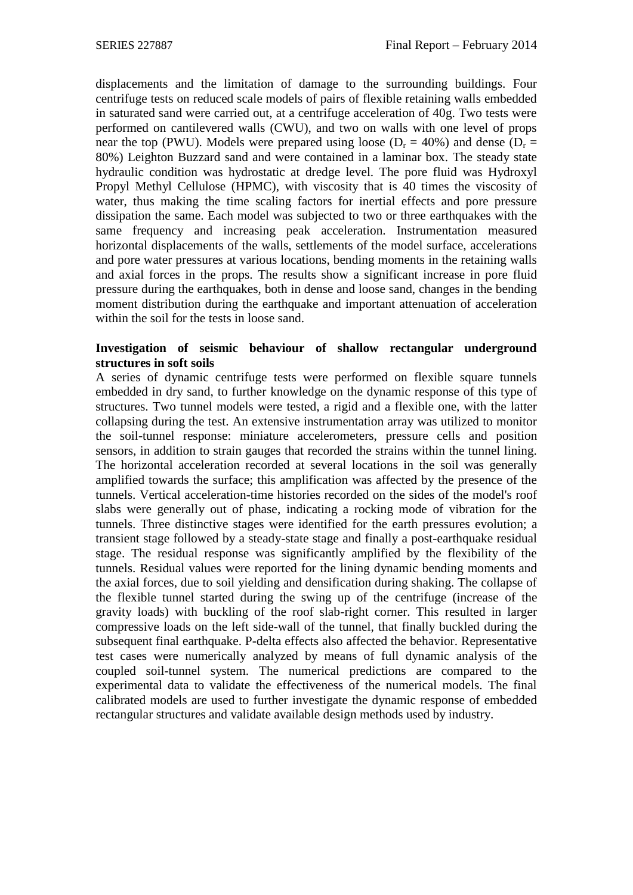displacements and the limitation of damage to the surrounding buildings. Four centrifuge tests on reduced scale models of pairs of flexible retaining walls embedded in saturated sand were carried out, at a centrifuge acceleration of 40g. Two tests were performed on cantilevered walls (CWU), and two on walls with one level of props near the top (PWU). Models were prepared using loose ($D_r$ = 40%) and dense ($D_r$ = 80%) Leighton Buzzard sand and were contained in a laminar box. The steady state hydraulic condition was hydrostatic at dredge level. The pore fluid was Hydroxyl Propyl Methyl Cellulose (HPMC), with viscosity that is 40 times the viscosity of water, thus making the time scaling factors for inertial effects and pore pressure dissipation the same. Each model was subjected to two or three earthquakes with the same frequency and increasing peak acceleration. Instrumentation measured horizontal displacements of the walls, settlements of the model surface, accelerations and pore water pressures at various locations, bending moments in the retaining walls and axial forces in the props. The results show a significant increase in pore fluid pressure during the earthquakes, both in dense and loose sand, changes in the bending moment distribution during the earthquake and important attenuation of acceleration within the soil for the tests in loose sand.

**Investigation of seismic behaviour of shallow rectangular underground structures in soft soils**

A series of dynamic centrifuge tests were performed on flexible square tunnels embedded in dry sand, to further knowledge on the dynamic response of this type of structures. Two tunnel models were tested, a rigid and a flexible one, with the latter collapsing during the test. An extensive instrumentation array was utilized to monitor the soil-tunnel response: miniature accelerometers, pressure cells and position sensors, in addition to strain gauges that recorded the strains within the tunnel lining. The horizontal acceleration recorded at several locations in the soil was generally amplified towards the surface; this amplification was affected by the presence of the tunnels. Vertical acceleration-time histories recorded on the sides of the model's roof slabs were generally out of phase, indicating a rocking mode of vibration for the tunnels. Three distinctive stages were identified for the earth pressures evolution; a transient stage followed by a steady-state stage and finally a post-earthquake residual stage. The residual response was significantly amplified by the flexibility of the tunnels. Residual values were reported for the lining dynamic bending moments and the axial forces, due to soil yielding and densification during shaking. The collapse of the flexible tunnel started during the swing up of the centrifuge (increase of the gravity loads) with buckling of the roof slab-right corner. This resulted in larger compressive loads on the left side-wall of the tunnel, that finally buckled during the subsequent final earthquake. P-delta effects also affected the behavior. Representative test cases were numerically analyzed by means of full dynamic analysis of the coupled soil-tunnel system. The numerical predictions are compared to the experimental data to validate the effectiveness of the numerical models. The final calibrated models are used to further investigate the dynamic response of embedded rectangular structures and validate available design methods used by industry.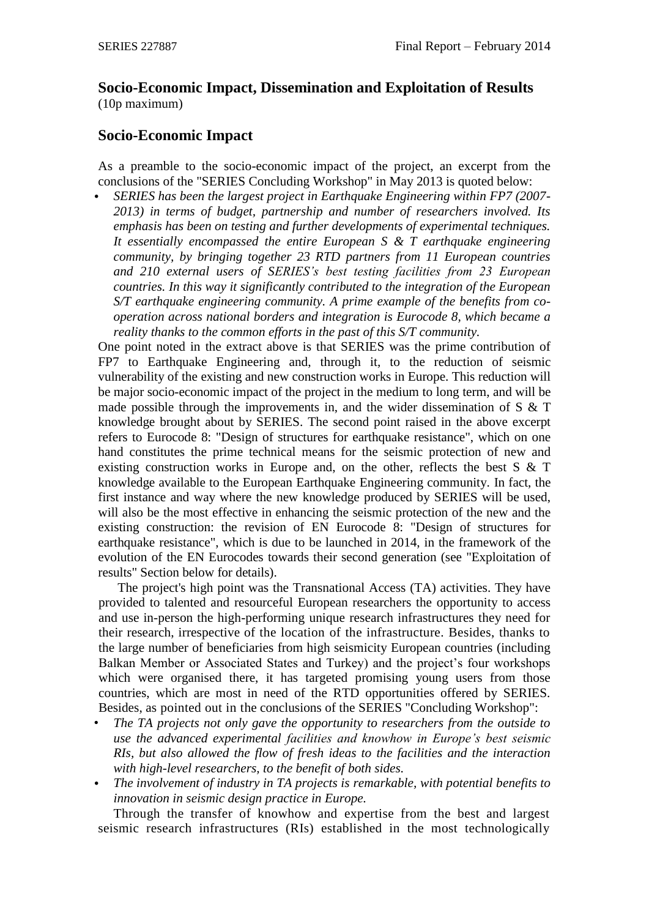## Socio-Economic Impact, Dissemination and Exploitation of Results

(10p maximum)

## Socio-Economic Impact

As a preamble to the socio-economic impact of the project, an excerpt from the conclusions of the "SERIES Concluding Workshop" in May 2013 is quoted below:

- *SERIES has been the largest project in Earthquake Engineering within FP7 (2007-2013) in terms of budget, partnership and number of researchers involved. Its emphasis has been on testing and further developments of experimental techniques. It essentially encompassed the entire European S & T earthquake engineering community, by bringing together 23 RTD partners from 11 European countries and 210 external users of SERIES's best testing facilities from 23 European countries. In this way it significantly contributed to the integration of the European S/T earthquake engineering community. A prime example of the benefits from co-operation across national borders and integration is Eurocode 8, which became a reality thanks to the common efforts in the past of this S/T community.*

One point noted in the extract above is that SERIES was the prime contribution of FP7 to Earthquake Engineering and, through it, to the reduction of seismic vulnerability of the existing and new construction works in Europe. This reduction will be major socio-economic impact of the project in the medium to long term, and will be made possible through the improvements in, and the wider dissemination of S & T knowledge brought about by SERIES. The second point raised in the above excerpt refers to Eurocode 8: "Design of structures for earthquake resistance", which on one hand constitutes the prime technical means for the seismic protection of new and existing construction works in Europe and, on the other, reflects the best S & T knowledge available to the European Earthquake Engineering community. In fact, the first instance and way where the new knowledge produced by SERIES will be used, will also be the most effective in enhancing the seismic protection of the new and the existing construction: the revision of EN Eurocode 8: "Design of structures for earthquake resistance", which is due to be launched in 2014, in the framework of the evolution of the EN Eurocodes towards their second generation (see "Exploitation of results" Section below for details).

The project's high point was the Transnational Access (TA) activities. They have provided to talented and resourceful European researchers the opportunity to access and use in-person the high-performing unique research infrastructures they need for their research, irrespective of the location of the infrastructure. Besides, thanks to the large number of beneficiaries from high seismicity European countries (including Balkan Member or Associated States and Turkey) and the project's four workshops which were organised there, it has targeted promising young users from those countries, which are most in need of the RTD opportunities offered by SERIES. Besides, as pointed out in the conclusions of the SERIES "Concluding Workshop":

- *The TA projects not only gave the opportunity to researchers from the outside to use the advanced experimental facilities and knowhow in Europe's best seismic RIs, but also allowed the flow of fresh ideas to the facilities and the interaction with high-level researchers, to the benefit of both sides.*
- *The involvement of industry in TA projects is remarkable, with potential benefits to innovation in seismic design practice in Europe.*

Through the transfer of knowhow and expertise from the best and largest seismic research infrastructures (RIs) established in the most technologically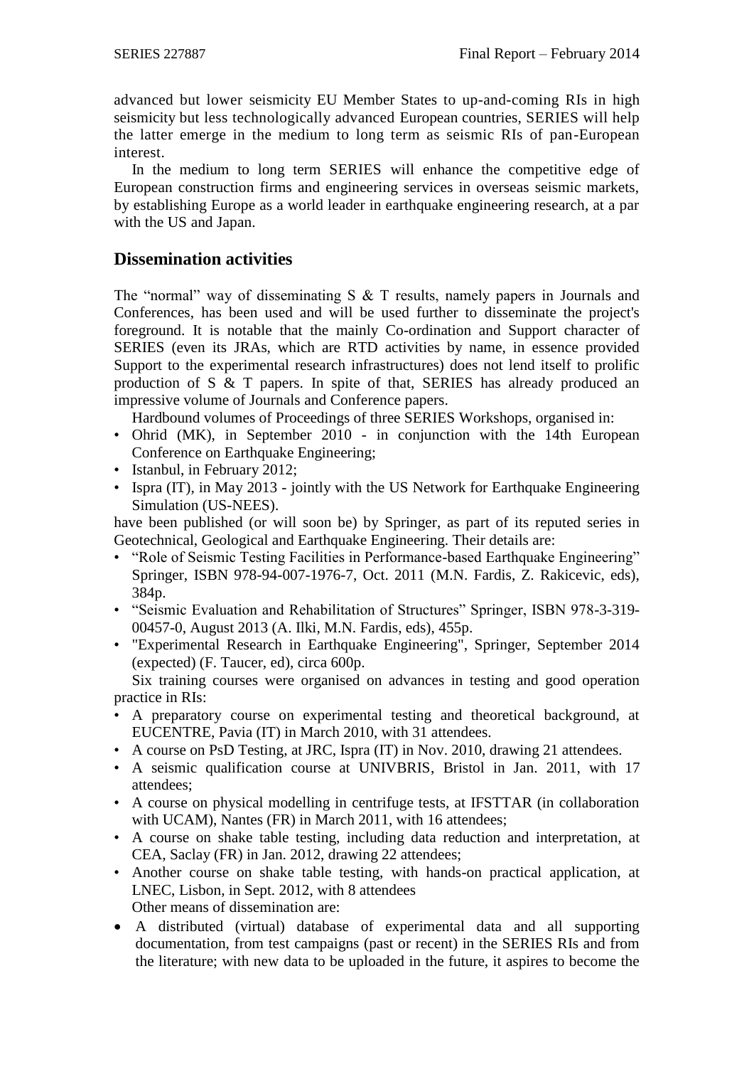advanced but lower seismicity EU Member States to up-and-coming RIs in high seismicity but less technologically advanced European countries, SERIES will help the latter emerge in the medium to long term as seismic RIs of pan-European interest.

In the medium to long term SERIES will enhance the competitive edge of European construction firms and engineering services in overseas seismic markets, by establishing Europe as a world leader in earthquake engineering research, at a par with the US and Japan.

## Dissemination activities

The "normal" way of disseminating S & T results, namely papers in Journals and Conferences, has been used and will be used further to disseminate the project's foreground. It is notable that the mainly Co-ordination and Support character of SERIES (even its JRAs, which are RTD activities by name, in essence provided Support to the experimental research infrastructures) does not lend itself to prolific production of S & T papers. In spite of that, SERIES has already produced an impressive volume of Journals and Conference papers.

Hardbound volumes of Proceedings of three SERIES Workshops, organised in:

- Ohrid (MK), in September 2010 - in conjunction with the 14th European Conference on Earthquake Engineering;
- Istanbul, in February 2012;
- Ispra (IT), in May 2013 - jointly with the US Network for Earthquake Engineering Simulation (US-NEES).

have been published (or will soon be) by Springer, as part of its reputed series in Geotechnical, Geological and Earthquake Engineering. Their details are:

- "Role of Seismic Testing Facilities in Performance-based Earthquake Engineering" Springer, ISBN 978-94-007-1976-7, Oct. 2011 (M.N. Fardis, Z. Rakicevic, eds), 384p.
- "Seismic Evaluation and Rehabilitation of Structures" Springer, ISBN 978-3-319-00457-0, August 2013 (A. Ilki, M.N. Fardis, eds), 455p.
- "Experimental Research in Earthquake Engineering", Springer, September 2014 (expected) (F. Taucer, ed), circa 600p.

Six training courses were organised on advances in testing and good operation practice in RIs:

- A preparatory course on experimental testing and theoretical background, at EUCENTRE, Pavia (IT) in March 2010, with 31 attendees.
- A course on PsD Testing, at JRC, Ispra (IT) in Nov. 2010, drawing 21 attendees.
- A seismic qualification course at UNIVBRIS, Bristol in Jan. 2011, with 17 attendees;
- A course on physical modelling in centrifuge tests, at IFSTTAR (in collaboration with UCAM), Nantes (FR) in March 2011, with 16 attendees;
- A course on shake table testing, including data reduction and interpretation, at CEA, Saclay (FR) in Jan. 2012, drawing 22 attendees;
- Another course on shake table testing, with hands-on practical application, at LNEC, Lisbon, in Sept. 2012, with 8 attendees

Other means of dissemination are:

- A distributed (virtual) database of experimental data and all supporting documentation, from test campaigns (past or recent) in the SERIES RIs and from the literature; with new data to be uploaded in the future, it aspires to become the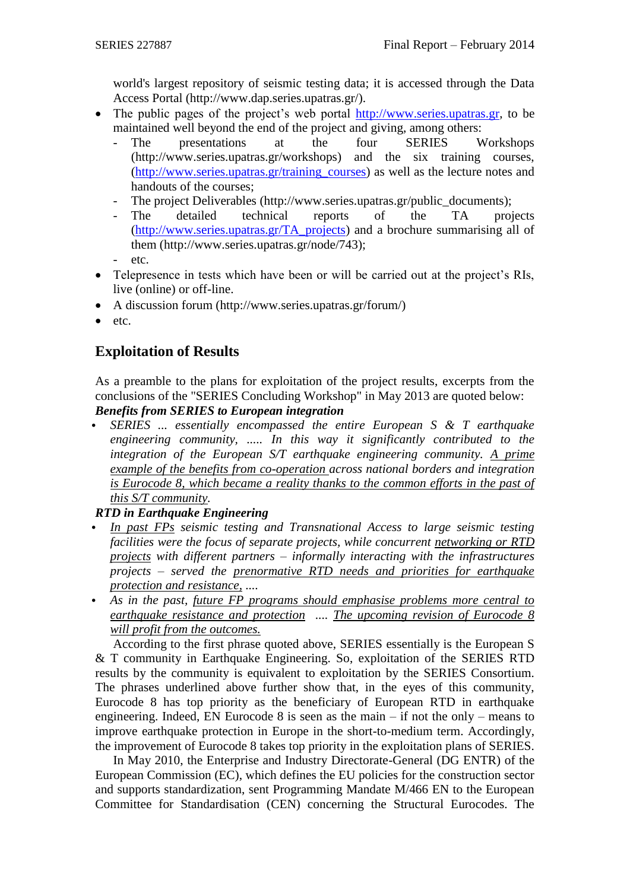world's largest repository of seismic testing data; it is accessed through the Data Access Portal (http://www.dap.series.upatras.gr/).

- The public pages of the project's web portal http://www.series.upatras.gr, to be maintained well beyond the end of the project and giving, among others:
  - The presentations at the four SERIES Workshops (http://www.series.upatras.gr/workshops) and the six training courses, (http://www.series.upatras.gr/training_courses) as well as the lecture notes and handouts of the courses;
  - The project Deliverables (http://www.series.upatras.gr/public_documents);
  - The detailed technical reports of the TA projects (http://www.series.upatras.gr/TA_projects) and a brochure summarising all of them (http://www.series.upatras.gr/node/743);
  - etc.
- Telepresence in tests which have been or will be carried out at the project's RIs, live (online) or off-line.
- A discussion forum (http://www.series.upatras.gr/forum/)
- etc.

## Exploitation of Results

As a preamble to the plans for exploitation of the project results, excerpts from the conclusions of the "SERIES Concluding Workshop" in May 2013 are quoted below:

***Benefits from SERIES to European integration***

- *SERIES ... essentially encompassed the entire European S & T earthquake engineering community, ..... In this way it significantly contributed to the integration of the European S/T earthquake engineering community. A prime example of the benefits from co-operation across national borders and integration is Eurocode 8, which became a reality thanks to the common efforts in the past of this S/T community.*

***RTD in Earthquake Engineering***

- *In past FPs seismic testing and Transnational Access to large seismic testing facilities were the focus of separate projects, while concurrent networking or RTD projects with different partners – informally interacting with the infrastructures projects – served the prenormative RTD needs and priorities for earthquake protection and resistance, ....*
- *As in the past, future FP programs should emphasise problems more central to earthquake resistance and protection .... The upcoming revision of Eurocode 8 will profit from the outcomes.*

According to the first phrase quoted above, SERIES essentially is the European S & T community in Earthquake Engineering. So, exploitation of the SERIES RTD results by the community is equivalent to exploitation by the SERIES Consortium. The phrases underlined above further show that, in the eyes of this community, Eurocode 8 has top priority as the beneficiary of European RTD in earthquake engineering. Indeed, EN Eurocode 8 is seen as the main – if not the only – means to improve earthquake protection in Europe in the short-to-medium term. Accordingly, the improvement of Eurocode 8 takes top priority in the exploitation plans of SERIES.

In May 2010, the Enterprise and Industry Directorate-General (DG ENTR) of the European Commission (EC), which defines the EU policies for the construction sector and supports standardization, sent Programming Mandate M/466 EN to the European Committee for Standardisation (CEN) concerning the Structural Eurocodes. The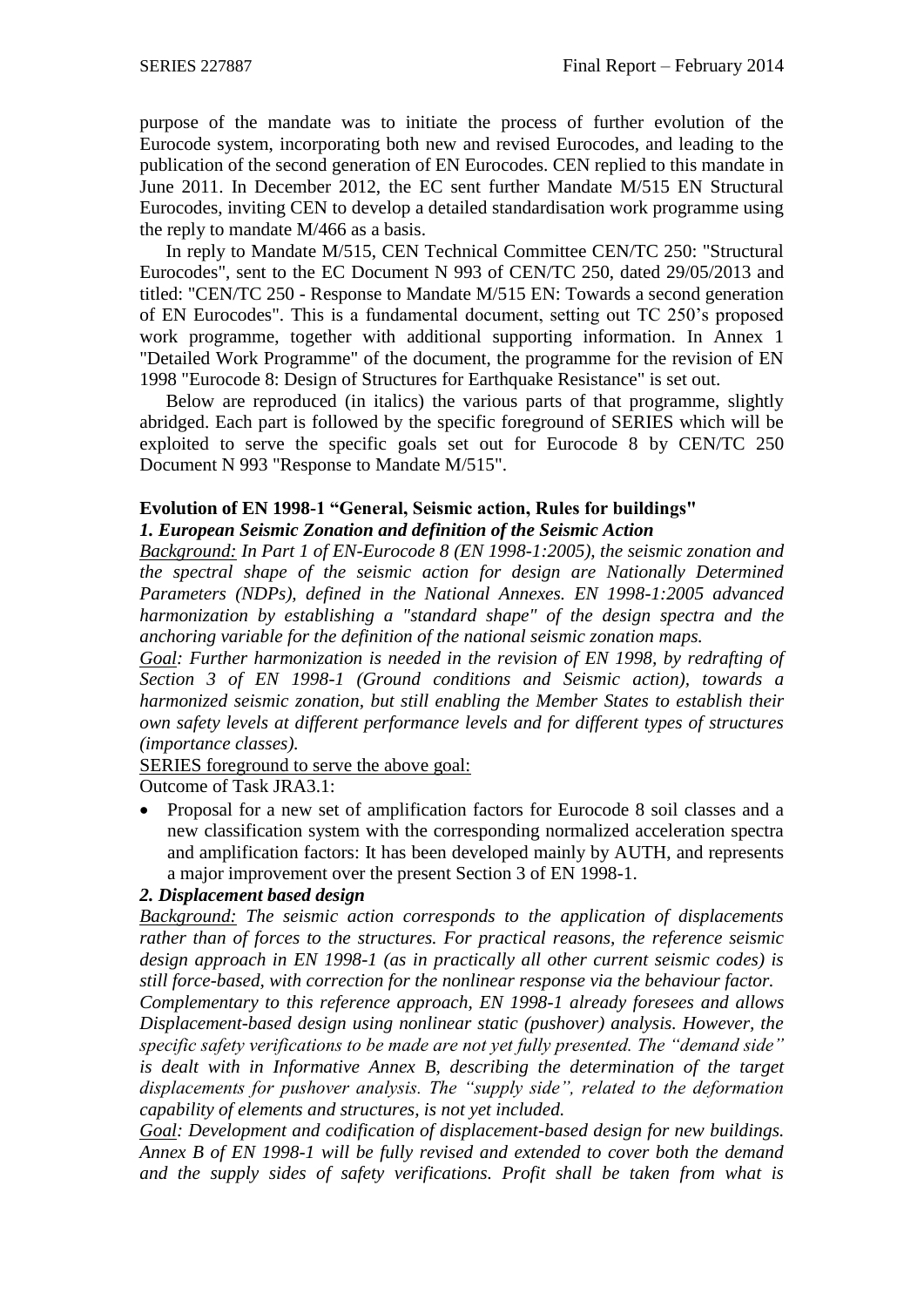purpose of the mandate was to initiate the process of further evolution of the Eurocode system, incorporating both new and revised Eurocodes, and leading to the publication of the second generation of EN Eurocodes. CEN replied to this mandate in June 2011. In December 2012, the EC sent further Mandate M/515 EN Structural Eurocodes, inviting CEN to develop a detailed standardisation work programme using the reply to mandate M/466 as a basis.

In reply to Mandate M/515, CEN Technical Committee CEN/TC 250: "Structural Eurocodes", sent to the EC Document N 993 of CEN/TC 250, dated 29/05/2013 and titled: "CEN/TC 250 - Response to Mandate M/515 EN: Towards a second generation of EN Eurocodes". This is a fundamental document, setting out TC 250's proposed work programme, together with additional supporting information. In Annex 1 "Detailed Work Programme" of the document, the programme for the revision of EN 1998 "Eurocode 8: Design of Structures for Earthquake Resistance" is set out.

Below are reproduced (in italics) the various parts of that programme, slightly abridged. Each part is followed by the specific foreground of SERIES which will be exploited to serve the specific goals set out for Eurocode 8 by CEN/TC 250 Document N 993 "Response to Mandate M/515".

**Evolution of EN 1998-1 "General, Seismic action, Rules for buildings"**

***1. European Seismic Zonation and definition of the Seismic Action***

*Background: In Part 1 of EN-Eurocode 8 (EN 1998-1:2005), the seismic zonation and the spectral shape of the seismic action for design are Nationally Determined Parameters (NDPs), defined in the National Annexes. EN 1998-1:2005 advanced harmonization by establishing a "standard shape" of the design spectra and the anchoring variable for the definition of the national seismic zonation maps.*

*Goal: Further harmonization is needed in the revision of EN 1998, by redrafting of Section 3 of EN 1998-1 (Ground conditions and Seismic action), towards a harmonized seismic zonation, but still enabling the Member States to establish their own safety levels at different performance levels and for different types of structures (importance classes).*

SERIES foreground to serve the above goal:

Outcome of Task JRA3.1:

- Proposal for a new set of amplification factors for Eurocode 8 soil classes and a new classification system with the corresponding normalized acceleration spectra and amplification factors: It has been developed mainly by AUTH, and represents a major improvement over the present Section 3 of EN 1998-1.

***2. Displacement based design***

*Background: The seismic action corresponds to the application of displacements rather than of forces to the structures. For practical reasons, the reference seismic design approach in EN 1998-1 (as in practically all other current seismic codes) is still force-based, with correction for the nonlinear response via the behaviour factor.*

*Complementary to this reference approach, EN 1998-1 already foresees and allows Displacement-based design using nonlinear static (pushover) analysis. However, the specific safety verifications to be made are not yet fully presented. The "demand side" is dealt with in Informative Annex B, describing the determination of the target displacements for pushover analysis. The "supply side", related to the deformation capability of elements and structures, is not yet included.*

*Goal: Development and codification of displacement-based design for new buildings. Annex B of EN 1998-1 will be fully revised and extended to cover both the demand and the supply sides of safety verifications. Profit shall be taken from what is*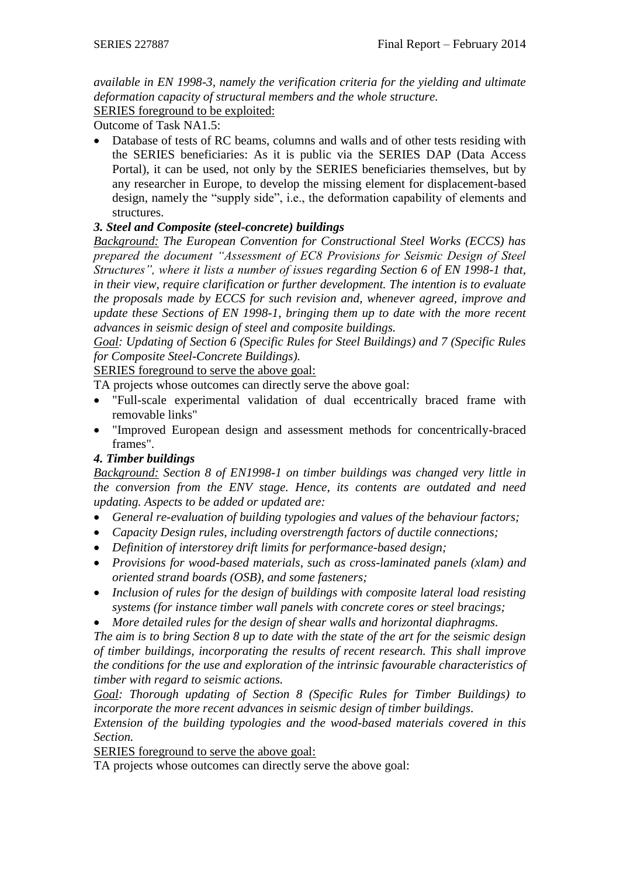*available in EN 1998-3, namely the verification criteria for the yielding and ultimate deformation capacity of structural members and the whole structure.*

SERIES foreground to be exploited:

Outcome of Task NA1.5:

- Database of tests of RC beams, columns and walls and of other tests residing with the SERIES beneficiaries: As it is public via the SERIES DAP (Data Access Portal), it can be used, not only by the SERIES beneficiaries themselves, but by any researcher in Europe, to develop the missing element for displacement-based design, namely the "supply side", i.e., the deformation capability of elements and structures.

***3. Steel and Composite (steel-concrete) buildings***

*Background: The European Convention for Constructional Steel Works (ECCS) has prepared the document "Assessment of EC8 Provisions for Seismic Design of Steel Structures", where it lists a number of issues regarding Section 6 of EN 1998-1 that, in their view, require clarification or further development. The intention is to evaluate the proposals made by ECCS for such revision and, whenever agreed, improve and update these Sections of EN 1998-1, bringing them up to date with the more recent advances in seismic design of steel and composite buildings.*

*Goal: Updating of Section 6 (Specific Rules for Steel Buildings) and 7 (Specific Rules for Composite Steel-Concrete Buildings).*

SERIES foreground to serve the above goal:

TA projects whose outcomes can directly serve the above goal:

- "Full-scale experimental validation of dual eccentrically braced frame with removable links"
- "Improved European design and assessment methods for concentrically-braced frames".

***4. Timber buildings***

*Background: Section 8 of EN1998-1 on timber buildings was changed very little in the conversion from the ENV stage. Hence, its contents are outdated and need updating. Aspects to be added or updated are:*

- *General re-evaluation of building typologies and values of the behaviour factors;*
- *Capacity Design rules, including overstrength factors of ductile connections;*
- *Definition of interstorey drift limits for performance-based design;*
- *Provisions for wood-based materials, such as cross-laminated panels (xlam) and oriented strand boards (OSB), and some fasteners;*
- *Inclusion of rules for the design of buildings with composite lateral load resisting systems (for instance timber wall panels with concrete cores or steel bracings;*
- *More detailed rules for the design of shear walls and horizontal diaphragms.*

*The aim is to bring Section 8 up to date with the state of the art for the seismic design of timber buildings, incorporating the results of recent research. This shall improve the conditions for the use and exploration of the intrinsic favourable characteristics of timber with regard to seismic actions.*

*Goal: Thorough updating of Section 8 (Specific Rules for Timber Buildings) to incorporate the more recent advances in seismic design of timber buildings.*

*Extension of the building typologies and the wood-based materials covered in this Section.*

SERIES foreground to serve the above goal:

TA projects whose outcomes can directly serve the above goal: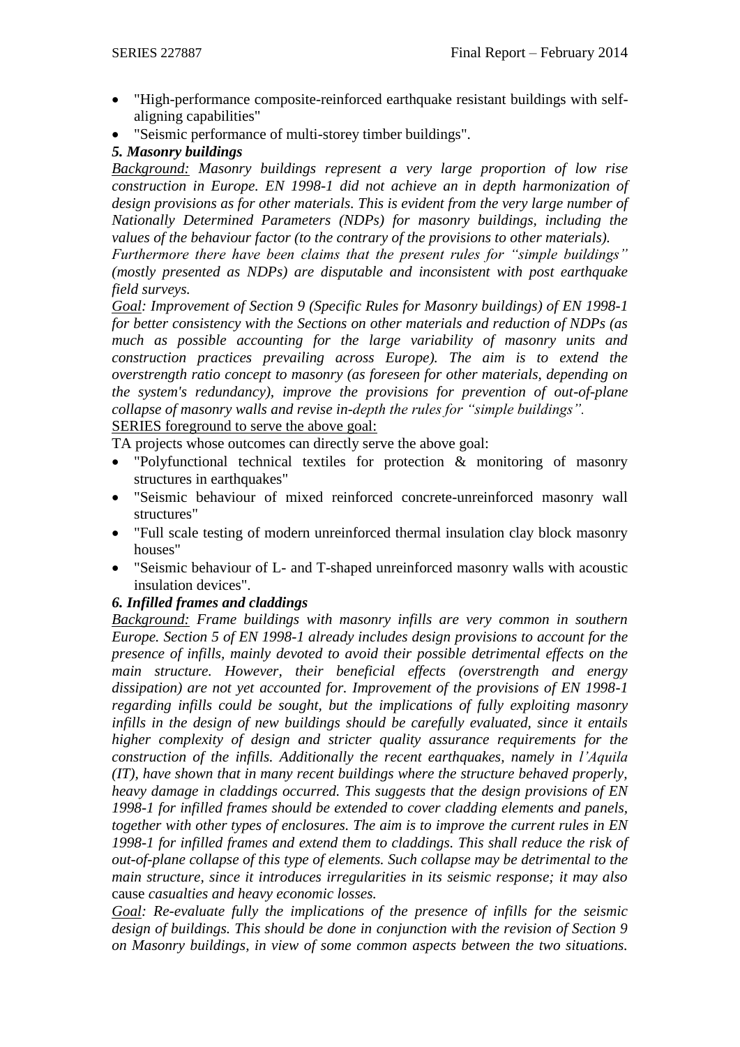- "High-performance composite-reinforced earthquake resistant buildings with self-aligning capabilities"
- "Seismic performance of multi-storey timber buildings".

***5. Masonry buildings***

*<u>Background:</u> Masonry buildings represent a very large proportion of low rise construction in Europe. EN 1998-1 did not achieve an in depth harmonization of design provisions as for other materials. This is evident from the very large number of Nationally Determined Parameters (NDPs) for masonry buildings, including the values of the behaviour factor (to the contrary of the provisions to other materials).*

*Furthermore there have been claims that the present rules for "simple buildings" (mostly presented as NDPs) are disputable and inconsistent with post earthquake field surveys.*

*<u>Goal</u>: Improvement of Section 9 (Specific Rules for Masonry buildings) of EN 1998-1 for better consistency with the Sections on other materials and reduction of NDPs (as much as possible accounting for the large variability of masonry units and construction practices prevailing across Europe). The aim is to extend the overstrength ratio concept to masonry (as foreseen for other materials, depending on the system's redundancy), improve the provisions for prevention of out-of-plane collapse of masonry walls and revise in-depth the rules for "simple buildings".*

<u>SERIES foreground to serve the above goal:</u>

TA projects whose outcomes can directly serve the above goal:

- "Polyfunctional technical textiles for protection & monitoring of masonry structures in earthquakes"
- "Seismic behaviour of mixed reinforced concrete-unreinforced masonry wall structures"
- "Full scale testing of modern unreinforced thermal insulation clay block masonry houses"
- "Seismic behaviour of L- and T-shaped unreinforced masonry walls with acoustic insulation devices".

***6. Infilled frames and claddings***

*<u>Background:</u> Frame buildings with masonry infills are very common in southern Europe. Section 5 of EN 1998-1 already includes design provisions to account for the presence of infills, mainly devoted to avoid their possible detrimental effects on the main structure. However, their beneficial effects (overstrength and energy dissipation) are not yet accounted for. Improvement of the provisions of EN 1998-1 regarding infills could be sought, but the implications of fully exploiting masonry infills in the design of new buildings should be carefully evaluated, since it entails higher complexity of design and stricter quality assurance requirements for the construction of the infills. Additionally the recent earthquakes, namely in l'Aquila (IT), have shown that in many recent buildings where the structure behaved properly, heavy damage in claddings occurred. This suggests that the design provisions of EN 1998-1 for infilled frames should be extended to cover cladding elements and panels, together with other types of enclosures. The aim is to improve the current rules in EN 1998-1 for infilled frames and extend them to claddings. This shall reduce the risk of out-of-plane collapse of this type of elements. Such collapse may be detrimental to the main structure, since it introduces irregularities in its seismic response; it may also* cause *casualties and heavy economic losses.*

*<u>Goal</u>: Re-evaluate fully the implications of the presence of infills for the seismic design of buildings. This should be done in conjunction with the revision of Section 9 on Masonry buildings, in view of some common aspects between the two situations.*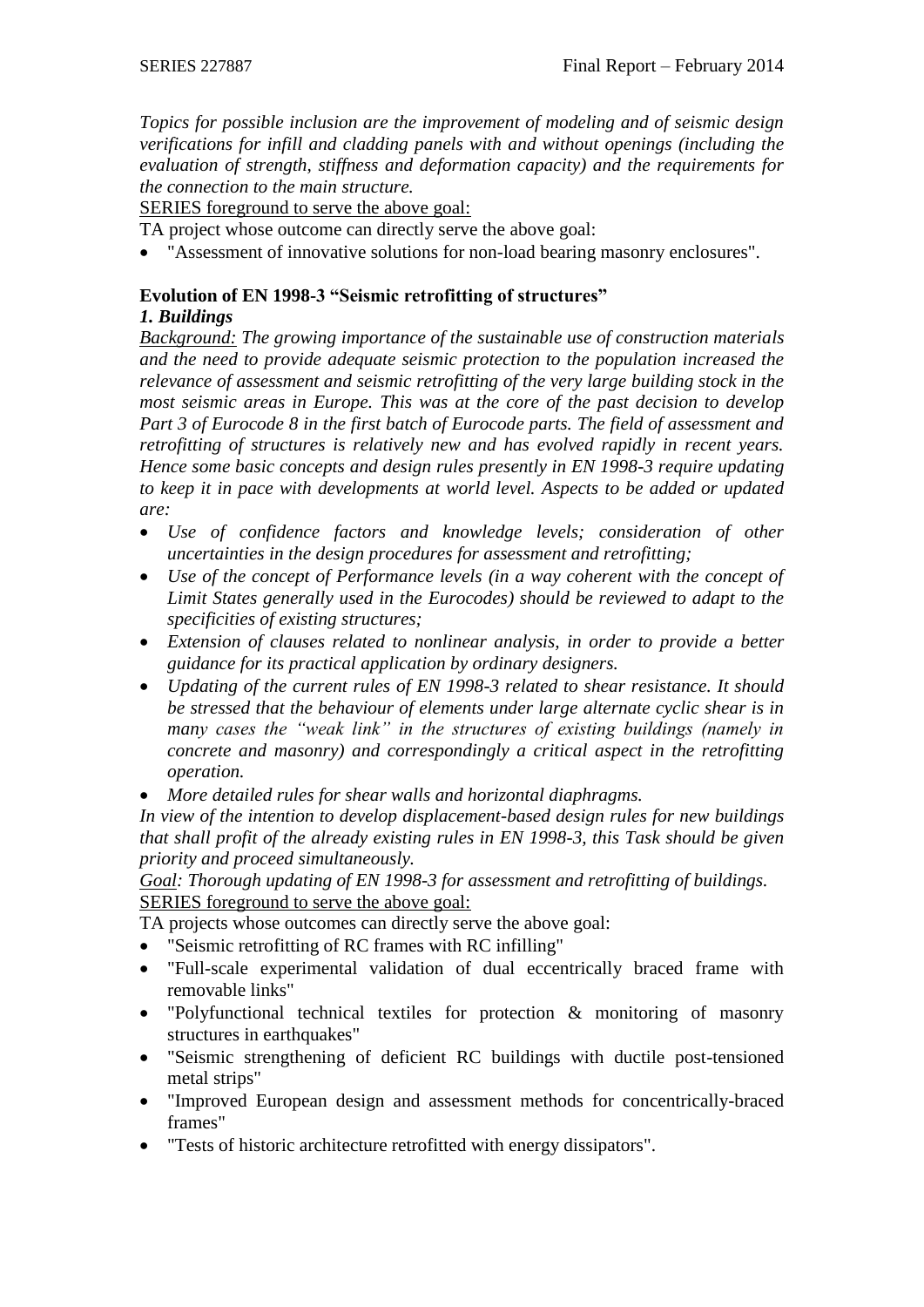*Topics for possible inclusion are the improvement of modeling and of seismic design verifications for infill and cladding panels with and without openings (including the evaluation of strength, stiffness and deformation capacity) and the requirements for the connection to the main structure.*

<u>SERIES foreground to serve the above goal:</u>

TA project whose outcome can directly serve the above goal:

- "Assessment of innovative solutions for non-load bearing masonry enclosures".

**Evolution of EN 1998-3 "Seismic retrofitting of structures"**

***1. Buildings***

*<u>Background:</u> The growing importance of the sustainable use of construction materials and the need to provide adequate seismic protection to the population increased the relevance of assessment and seismic retrofitting of the very large building stock in the most seismic areas in Europe. This was at the core of the past decision to develop Part 3 of Eurocode 8 in the first batch of Eurocode parts. The field of assessment and retrofitting of structures is relatively new and has evolved rapidly in recent years. Hence some basic concepts and design rules presently in EN 1998-3 require updating to keep it in pace with developments at world level. Aspects to be added or updated are:*

- *Use of confidence factors and knowledge levels; consideration of other uncertainties in the design procedures for assessment and retrofitting;*
- *Use of the concept of Performance levels (in a way coherent with the concept of Limit States generally used in the Eurocodes) should be reviewed to adapt to the specificities of existing structures;*
- *Extension of clauses related to nonlinear analysis, in order to provide a better guidance for its practical application by ordinary designers.*
- *Updating of the current rules of EN 1998-3 related to shear resistance. It should be stressed that the behaviour of elements under large alternate cyclic shear is in many cases the "weak link" in the structures of existing buildings (namely in concrete and masonry) and correspondingly a critical aspect in the retrofitting operation.*
- *More detailed rules for shear walls and horizontal diaphragms.*

*In view of the intention to develop displacement-based design rules for new buildings that shall profit of the already existing rules in EN 1998-3, this Task should be given priority and proceed simultaneously.*

*<u>Goal</u>: Thorough updating of EN 1998-3 for assessment and retrofitting of buildings.*

<u>SERIES foreground to serve the above goal:</u>

TA projects whose outcomes can directly serve the above goal:

- "Seismic retrofitting of RC frames with RC infilling"
- "Full-scale experimental validation of dual eccentrically braced frame with removable links"
- "Polyfunctional technical textiles for protection & monitoring of masonry structures in earthquakes"
- "Seismic strengthening of deficient RC buildings with ductile post-tensioned metal strips"
- "Improved European design and assessment methods for concentrically-braced frames"
- "Tests of historic architecture retrofitted with energy dissipators".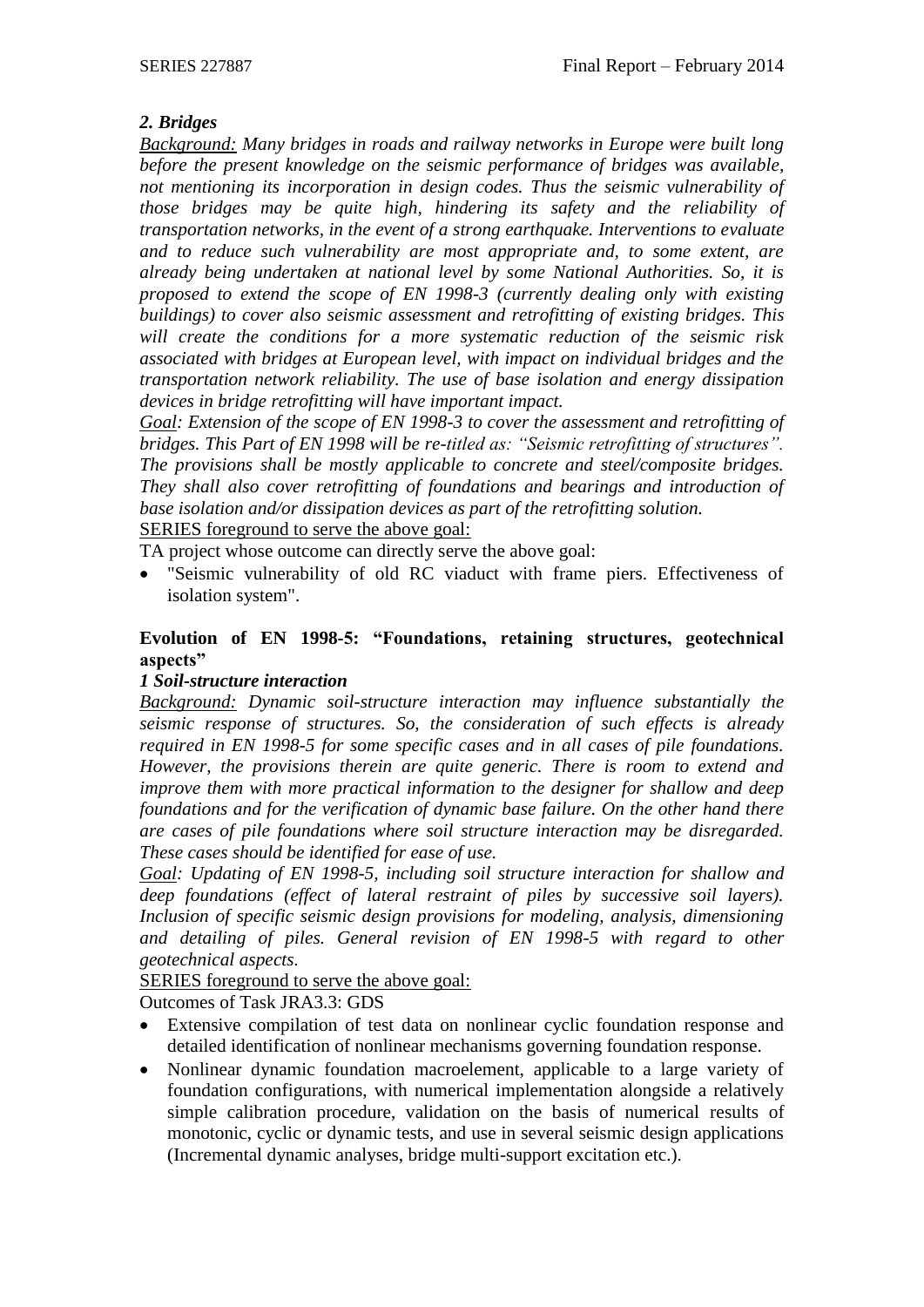### *2. Bridges*

*<u>Background:</u> Many bridges in roads and railway networks in Europe were built long before the present knowledge on the seismic performance of bridges was available, not mentioning its incorporation in design codes. Thus the seismic vulnerability of those bridges may be quite high, hindering its safety and the reliability of transportation networks, in the event of a strong earthquake. Interventions to evaluate and to reduce such vulnerability are most appropriate and, to some extent, are already being undertaken at national level by some National Authorities. So, it is proposed to extend the scope of EN 1998-3 (currently dealing only with existing buildings) to cover also seismic assessment and retrofitting of existing bridges. This will create the conditions for a more systematic reduction of the seismic risk associated with bridges at European level, with impact on individual bridges and the transportation network reliability. The use of base isolation and energy dissipation devices in bridge retrofitting will have important impact.*

*<u>Goal</u>: Extension of the scope of EN 1998-3 to cover the assessment and retrofitting of bridges. This Part of EN 1998 will be re-titled as: "Seismic retrofitting of structures". The provisions shall be mostly applicable to concrete and steel/composite bridges. They shall also cover retrofitting of foundations and bearings and introduction of base isolation and/or dissipation devices as part of the retrofitting solution.*

<u>SERIES foreground to serve the above goal:</u>

TA project whose outcome can directly serve the above goal:

- "Seismic vulnerability of old RC viaduct with frame piers. Effectiveness of isolation system".

### Evolution of EN 1998-5: "Foundations, retaining structures, geotechnical aspects"

#### *1 Soil-structure interaction*

*<u>Background:</u> Dynamic soil-structure interaction may influence substantially the seismic response of structures. So, the consideration of such effects is already required in EN 1998-5 for some specific cases and in all cases of pile foundations. However, the provisions therein are quite generic. There is room to extend and improve them with more practical information to the designer for shallow and deep foundations and for the verification of dynamic base failure. On the other hand there are cases of pile foundations where soil structure interaction may be disregarded. These cases should be identified for ease of use.*

*<u>Goal</u>: Updating of EN 1998-5, including soil structure interaction for shallow and deep foundations (effect of lateral restraint of piles by successive soil layers). Inclusion of specific seismic design provisions for modeling, analysis, dimensioning and detailing of piles. General revision of EN 1998-5 with regard to other geotechnical aspects.*

<u>SERIES foreground to serve the above goal:</u>

Outcomes of Task JRA3.3: GDS

- Extensive compilation of test data on nonlinear cyclic foundation response and detailed identification of nonlinear mechanisms governing foundation response.
- Nonlinear dynamic foundation macroelement, applicable to a large variety of foundation configurations, with numerical implementation alongside a relatively simple calibration procedure, validation on the basis of numerical results of monotonic, cyclic or dynamic tests, and use in several seismic design applications (Incremental dynamic analyses, bridge multi-support excitation etc.).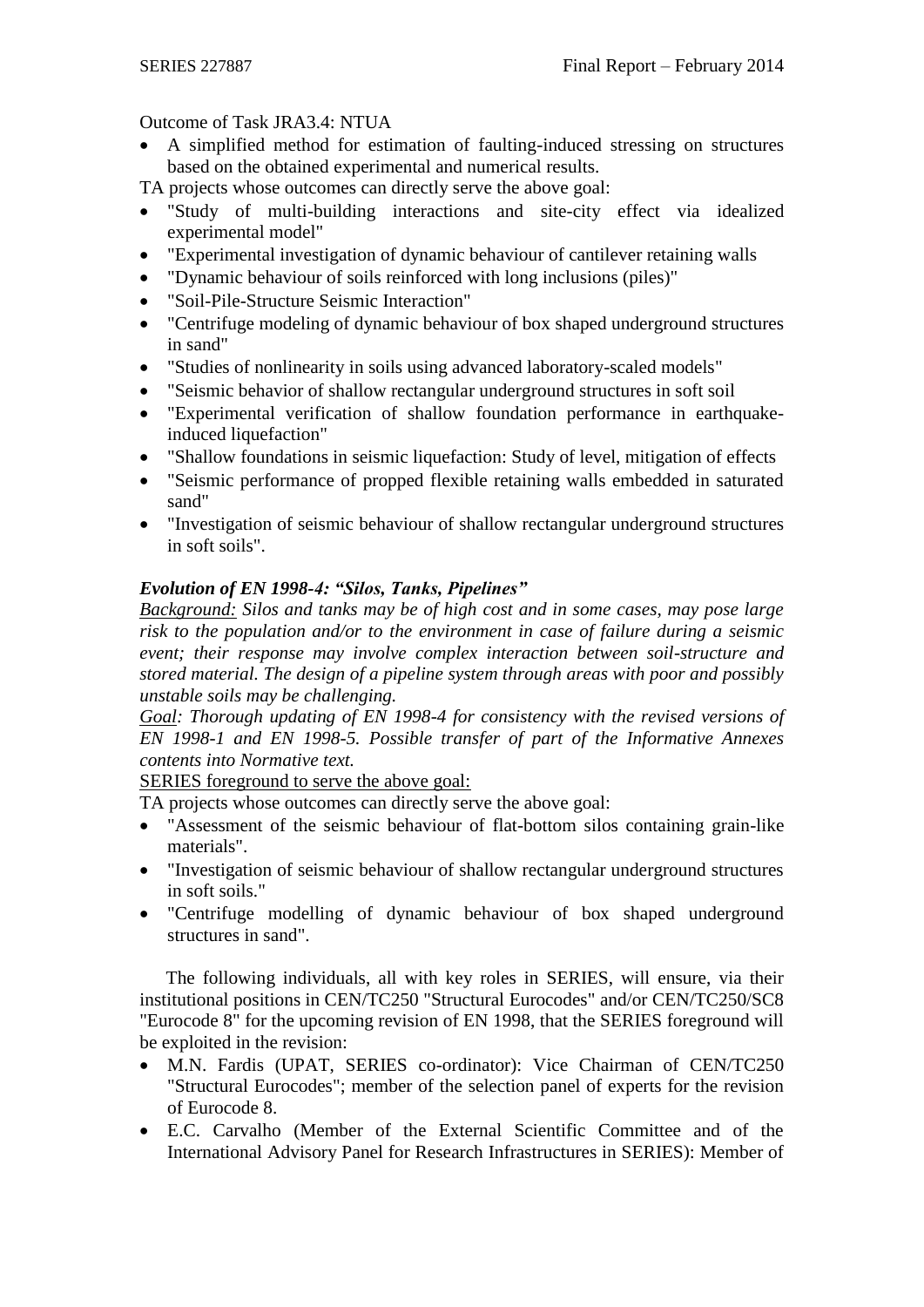Outcome of Task JRA3.4: NTUA

- A simplified method for estimation of faulting-induced stressing on structures based on the obtained experimental and numerical results.

TA projects whose outcomes can directly serve the above goal:

- "Study of multi-building interactions and site-city effect via idealized experimental model"
- "Experimental investigation of dynamic behaviour of cantilever retaining walls
- "Dynamic behaviour of soils reinforced with long inclusions (piles)"
- "Soil-Pile-Structure Seismic Interaction"
- "Centrifuge modeling of dynamic behaviour of box shaped underground structures in sand"
- "Studies of nonlinearity in soils using advanced laboratory-scaled models"
- "Seismic behavior of shallow rectangular underground structures in soft soil
- "Experimental verification of shallow foundation performance in earthquake-induced liquefaction"
- "Shallow foundations in seismic liquefaction: Study of level, mitigation of effects
- "Seismic performance of propped flexible retaining walls embedded in saturated sand"
- "Investigation of seismic behaviour of shallow rectangular underground structures in soft soils".

***Evolution of EN 1998-4: "Silos, Tanks, Pipelines"***

*Background: Silos and tanks may be of high cost and in some cases, may pose large risk to the population and/or to the environment in case of failure during a seismic event; their response may involve complex interaction between soil-structure and stored material. The design of a pipeline system through areas with poor and possibly unstable soils may be challenging.*

*Goal: Thorough updating of EN 1998-4 for consistency with the revised versions of EN 1998-1 and EN 1998-5. Possible transfer of part of the Informative Annexes contents into Normative text.*

SERIES foreground to serve the above goal:

TA projects whose outcomes can directly serve the above goal:

- "Assessment of the seismic behaviour of flat-bottom silos containing grain-like materials".
- "Investigation of seismic behaviour of shallow rectangular underground structures in soft soils."
- "Centrifuge modelling of dynamic behaviour of box shaped underground structures in sand".

The following individuals, all with key roles in SERIES, will ensure, via their institutional positions in CEN/TC250 "Structural Eurocodes" and/or CEN/TC250/SC8 "Eurocode 8" for the upcoming revision of EN 1998, that the SERIES foreground will be exploited in the revision:

- M.N. Fardis (UPAT, SERIES co-ordinator): Vice Chairman of CEN/TC250 "Structural Eurocodes"; member of the selection panel of experts for the revision of Eurocode 8.
- E.C. Carvalho (Member of the External Scientific Committee and of the International Advisory Panel for Research Infrastructures in SERIES): Member of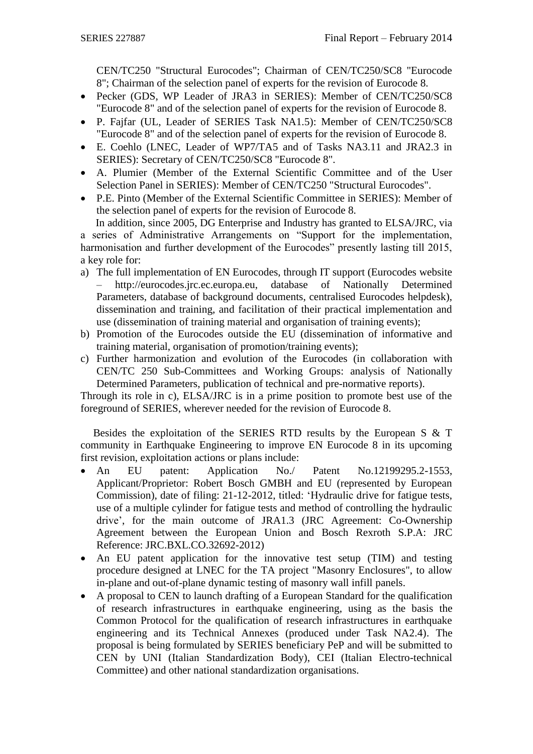CEN/TC250 "Structural Eurocodes"; Chairman of CEN/TC250/SC8 "Eurocode 8"; Chairman of the selection panel of experts for the revision of Eurocode 8.

- Pecker (GDS, WP Leader of JRA3 in SERIES): Member of CEN/TC250/SC8 "Eurocode 8" and of the selection panel of experts for the revision of Eurocode 8.
- P. Fajfar (UL, Leader of SERIES Task NA1.5): Member of CEN/TC250/SC8 "Eurocode 8" and of the selection panel of experts for the revision of Eurocode 8.
- E. Coehlo (LNEC, Leader of WP7/TA5 and of Tasks NA3.11 and JRA2.3 in SERIES): Secretary of CEN/TC250/SC8 "Eurocode 8".
- A. Plumier (Member of the External Scientific Committee and of the User Selection Panel in SERIES): Member of CEN/TC250 "Structural Eurocodes".
- P.E. Pinto (Member of the External Scientific Committee in SERIES): Member of the selection panel of experts for the revision of Eurocode 8.

In addition, since 2005, DG Enterprise and Industry has granted to ELSA/JRC, via a series of Administrative Arrangements on "Support for the implementation, harmonisation and further development of the Eurocodes" presently lasting till 2015, a key role for:

a) The full implementation of EN Eurocodes, through IT support (Eurocodes website – http://eurocodes.jrc.ec.europa.eu, database of Nationally Determined Parameters, database of background documents, centralised Eurocodes helpdesk), dissemination and training, and facilitation of their practical implementation and use (dissemination of training material and organisation of training events);
b) Promotion of the Eurocodes outside the EU (dissemination of informative and training material, organisation of promotion/training events);
c) Further harmonization and evolution of the Eurocodes (in collaboration with CEN/TC 250 Sub-Committees and Working Groups: analysis of Nationally Determined Parameters, publication of technical and pre-normative reports).

Through its role in c), ELSA/JRC is in a prime position to promote best use of the foreground of SERIES, wherever needed for the revision of Eurocode 8.

Besides the exploitation of the SERIES RTD results by the European S & T community in Earthquake Engineering to improve EN Eurocode 8 in its upcoming first revision, exploitation actions or plans include:

- An EU patent: Application No./ Patent No.12199295.2-1553, Applicant/Proprietor: Robert Bosch GMBH and EU (represented by European Commission), date of filing: 21-12-2012, titled: 'Hydraulic drive for fatigue tests, use of a multiple cylinder for fatigue tests and method of controlling the hydraulic drive', for the main outcome of JRA1.3 (JRC Agreement: Co-Ownership Agreement between the European Union and Bosch Rexroth S.P.A: JRC Reference: JRC.BXL.CO.32692-2012)
- An EU patent application for the innovative test setup (TIM) and testing procedure designed at LNEC for the TA project "Masonry Enclosures", to allow in-plane and out-of-plane dynamic testing of masonry wall infill panels.
- A proposal to CEN to launch drafting of a European Standard for the qualification of research infrastructures in earthquake engineering, using as the basis the Common Protocol for the qualification of research infrastructures in earthquake engineering and its Technical Annexes (produced under Task NA2.4). The proposal is being formulated by SERIES beneficiary PeP and will be submitted to CEN by UNI (Italian Standardization Body), CEI (Italian Electro-technical Committee) and other national standardization organisations.